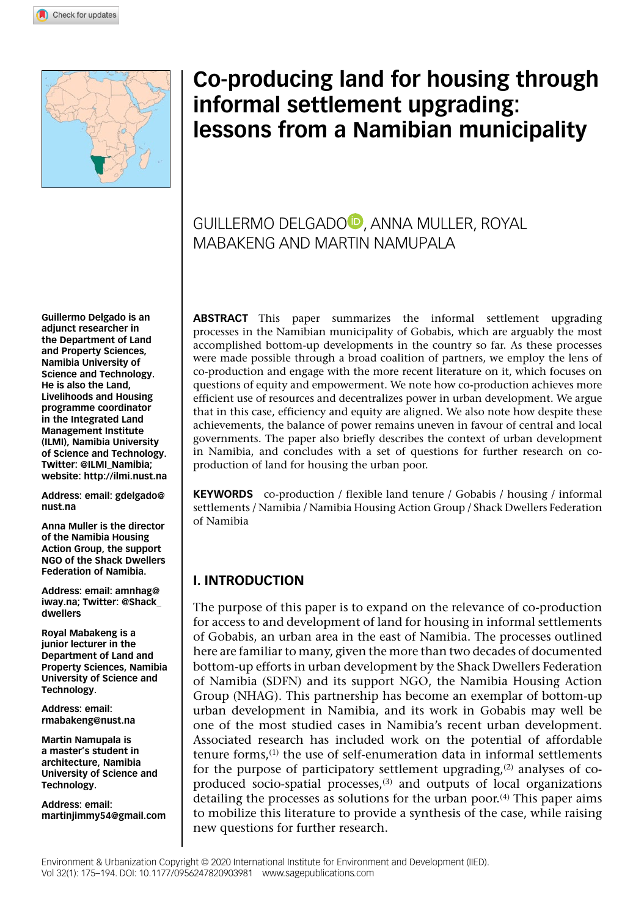# Co-producing land for housing through informal settlement upgrading: lessons from a Namibian municipality

GUILLERMO DELGADO, ANNA MULLER, ROYAL MABAKENG AND MARTIN NAMUPALA

**Guillermo Delgado is an adjunct researcher in the Department of Land and Property Sciences, Namibia University of Science and Technology. He is also the Land, Livelihoods and Housing programme coordinator in the Integrated Land Management Institute (ILMI), Namibia University of Science and Technology. Twitter: @ILMI_Namibia; website: http://ilmi.nust.na**

**Address: email: gdelgado@nust.na**

**Anna Muller is the director of the Namibia Housing Action Group, the support NGO of the Shack Dwellers Federation of Namibia.**

**Address: email: amnhag@iway.na; Twitter: @Shack_dwellers**

**Royal Mabakeng is a junior lecturer in the Department of Land and Property Sciences, Namibia University of Science and Technology.**

**Address: email: rmabakeng@nust.na**

**Martin Namupala is a master's student in architecture, Namibia University of Science and Technology.**

**Address: email: martinjimmy54@gmail.com**

**ABSTRACT** This paper summarizes the informal settlement upgrading processes in the Namibian municipality of Gobabis, which are arguably the most accomplished bottom-up developments in the country so far. As these processes were made possible through a broad coalition of partners, we employ the lens of co-production and engage with the more recent literature on it, which focuses on questions of equity and empowerment. We note how co-production achieves more efficient use of resources and decentralizes power in urban development. We argue that in this case, efficiency and equity are aligned. We also note how despite these achievements, the balance of power remains uneven in favour of central and local governments. The paper also briefly describes the context of urban development in Namibia, and concludes with a set of questions for further research on co-production of land for housing the urban poor.

**KEYWORDS** co-production / flexible land tenure / Gobabis / housing / informal settlements / Namibia / Namibia Housing Action Group / Shack Dwellers Federation of Namibia

## I. INTRODUCTION

The purpose of this paper is to expand on the relevance of co-production for access to and development of land for housing in informal settlements of Gobabis, an urban area in the east of Namibia. The processes outlined here are familiar to many, given the more than two decades of documented bottom-up efforts in urban development by the Shack Dwellers Federation of Namibia (SDFN) and its support NGO, the Namibia Housing Action Group (NHAG). This partnership has become an exemplar of bottom-up urban development in Namibia, and its work in Gobabis may well be one of the most studied cases in Namibia's recent urban development. Associated research has included work on the potential of affordable tenure forms,(1) the use of self-enumeration data in informal settlements for the purpose of participatory settlement upgrading,(2) analyses of co-produced socio-spatial processes,(3) and outputs of local organizations detailing the processes as solutions for the urban poor.(4) This paper aims to mobilize this literature to provide a synthesis of the case, while raising new questions for further research.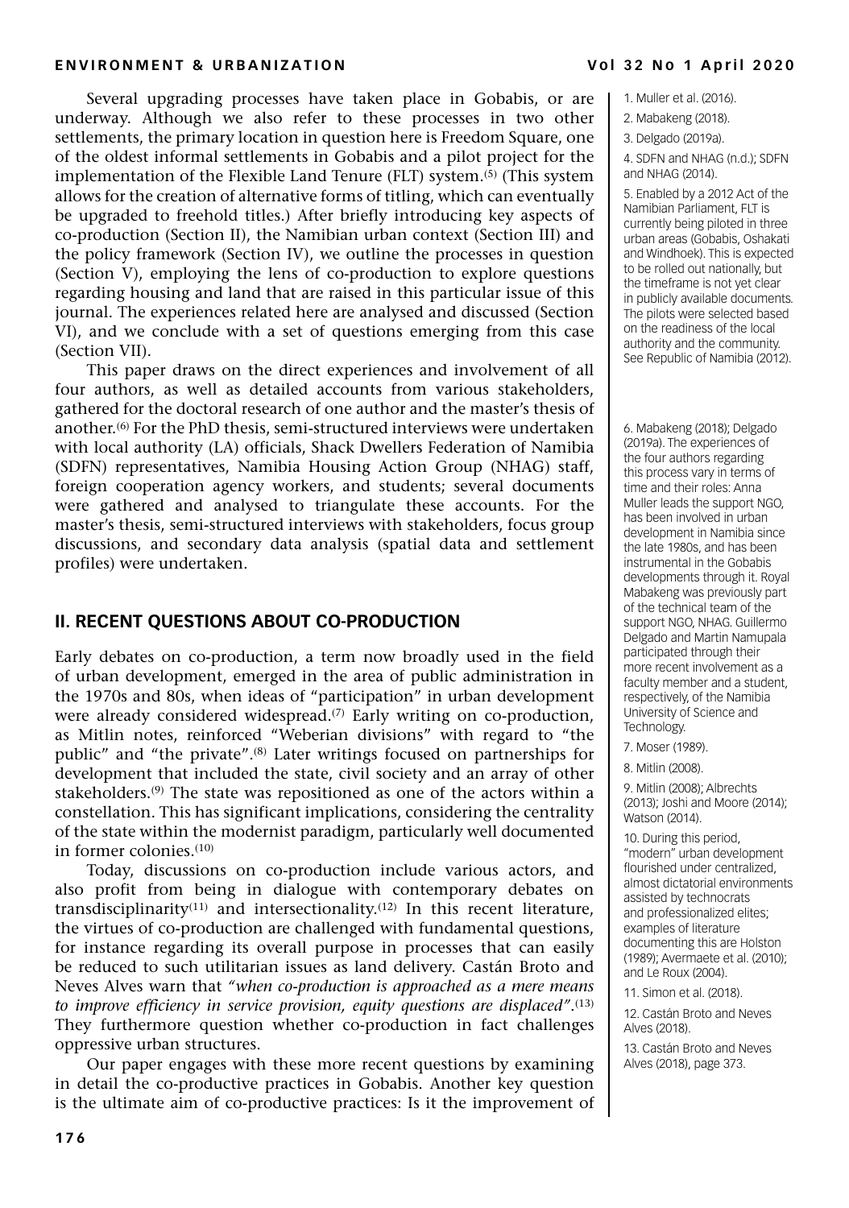Several upgrading processes have taken place in Gobabis, or are underway. Although we also refer to these processes in two other settlements, the primary location in question here is Freedom Square, one of the oldest informal settlements in Gobabis and a pilot project for the implementation of the Flexible Land Tenure (FLT) system.[5] (This system allows for the creation of alternative forms of titling, which can eventually be upgraded to freehold titles.) After briefly introducing key aspects of co-production (Section II), the Namibian urban context (Section III) and the policy framework (Section IV), we outline the processes in question (Section V), employing the lens of co-production to explore questions regarding housing and land that are raised in this particular issue of this journal. The experiences related here are analysed and discussed (Section VI), and we conclude with a set of questions emerging from this case (Section VII).

This paper draws on the direct experiences and involvement of all four authors, as well as detailed accounts from various stakeholders, gathered for the doctoral research of one author and the master's thesis of another.[6] For the PhD thesis, semi-structured interviews were undertaken with local authority (LA) officials, Shack Dwellers Federation of Namibia (SDFN) representatives, Namibia Housing Action Group (NHAG) staff, foreign cooperation agency workers, and students; several documents were gathered and analysed to triangulate these accounts. For the master's thesis, semi-structured interviews with stakeholders, focus group discussions, and secondary data analysis (spatial data and settlement profiles) were undertaken.

## II. RECENT QUESTIONS ABOUT CO-PRODUCTION

Early debates on co-production, a term now broadly used in the field of urban development, emerged in the area of public administration in the 1970s and 80s, when ideas of "participation" in urban development were already considered widespread.[7] Early writing on co-production, as Mitlin notes, reinforced "Weberian divisions" with regard to "the public" and "the private".[8] Later writings focused on partnerships for development that included the state, civil society and an array of other stakeholders.[9] The state was repositioned as one of the actors within a constellation. This has significant implications, considering the centrality of the state within the modernist paradigm, particularly well documented in former colonies.[10]

Today, discussions on co-production include various actors, and also profit from being in dialogue with contemporary debates on transdisciplinarity[11] and intersectionality.[12] In this recent literature, the virtues of co-production are challenged with fundamental questions, for instance regarding its overall purpose in processes that can easily be reduced to such utilitarian issues as land delivery. Castán Broto and Neves Alves warn that *"when co-production is approached as a mere means to improve efficiency in service provision, equity questions are displaced"*.[13] They furthermore question whether co-production in fact challenges oppressive urban structures.

Our paper engages with these more recent questions by examining in detail the co-productive practices in Gobabis. Another key question is the ultimate aim of co-productive practices: Is it the improvement of

1. Muller et al. (2016).

2. Mabakeng (2018).

3. Delgado (2019a).

4. SDFN and NHAG (n.d.); SDFN and NHAG (2014).

5. Enabled by a 2012 Act of the Namibian Parliament, FLT is currently being piloted in three urban areas (Gobabis, Oshakati and Windhoek). This is expected to be rolled out nationally, but the timeframe is not yet clear in publicly available documents. The pilots were selected based on the readiness of the local authority and the community. See Republic of Namibia (2012).

6. Mabakeng (2018); Delgado (2019a). The experiences of the four authors regarding this process vary in terms of time and their roles: Anna Muller leads the support NGO, has been involved in urban development in Namibia since the late 1980s, and has been instrumental in the Gobabis developments through it. Royal Mabakeng was previously part of the technical team of the support NGO, NHAG. Guillermo Delgado and Martin Namupala participated through their more recent involvement as a faculty member and a student, respectively, of the Namibia University of Science and Technology.

7. Moser (1989).

8. Mitlin (2008).

9. Mitlin (2008); Albrechts (2013); Joshi and Moore (2014); Watson (2014).

10. During this period, "modern" urban development flourished under centralized, almost dictatorial environments assisted by technocrats and professionalized elites; examples of literature documenting this are Holston (1989); Avermaete et al. (2010); and Le Roux (2004).

11. Simon et al. (2018).

12. Castán Broto and Neves Alves (2018).

13. Castán Broto and Neves Alves (2018), page 373.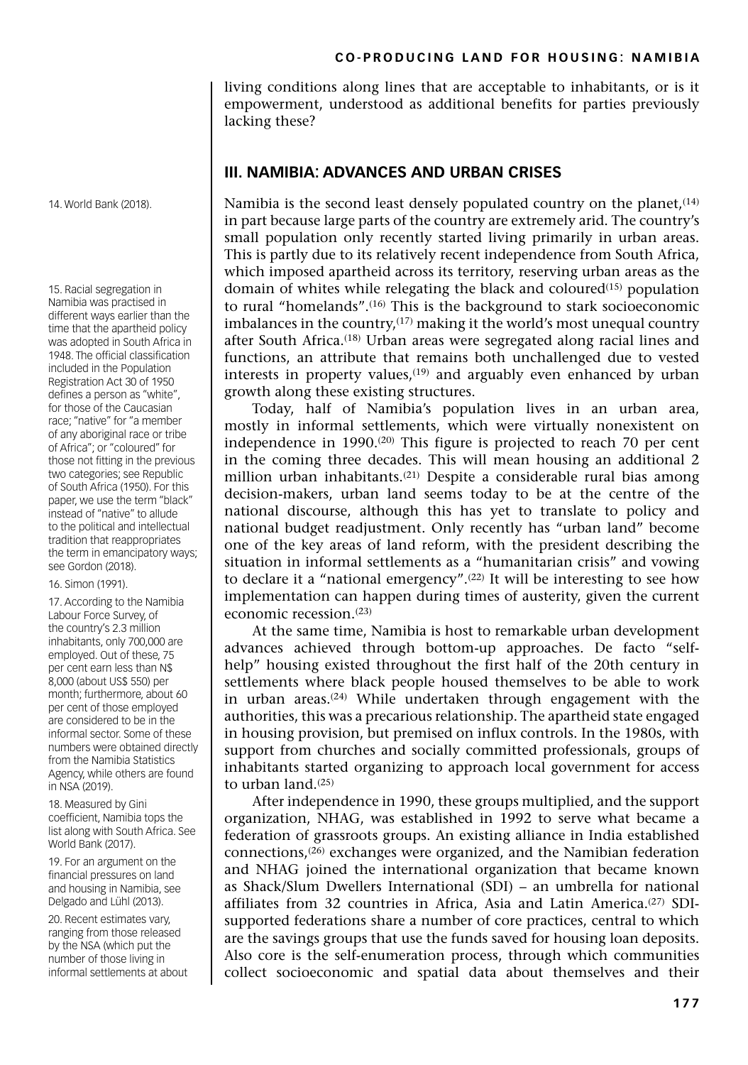living conditions along lines that are acceptable to inhabitants, or is it empowerment, understood as additional benefits for parties previously lacking these?

## III. NAMIBIA: ADVANCES AND URBAN CRISES

Namibia is the second least densely populated country on the planet,[14] in part because large parts of the country are extremely arid. The country's small population only recently started living primarily in urban areas. This is partly due to its relatively recent independence from South Africa, which imposed apartheid across its territory, reserving urban areas as the domain of whites while relegating the black and coloured[15] population to rural "homelands".[16] This is the background to stark socioeconomic imbalances in the country,[17] making it the world's most unequal country after South Africa.[18] Urban areas were segregated along racial lines and functions, an attribute that remains both unchallenged due to vested interests in property values,[19] and arguably even enhanced by urban growth along these existing structures.

Today, half of Namibia's population lives in an urban area, mostly in informal settlements, which were virtually nonexistent on independence in 1990.[20] This figure is projected to reach 70 per cent in the coming three decades. This will mean housing an additional 2 million urban inhabitants.[21] Despite a considerable rural bias among decision-makers, urban land seems today to be at the centre of the national discourse, although this has yet to translate to policy and national budget readjustment. Only recently has "urban land" become one of the key areas of land reform, with the president describing the situation in informal settlements as a "humanitarian crisis" and vowing to declare it a "national emergency".[22] It will be interesting to see how implementation can happen during times of austerity, given the current economic recession.[23]

At the same time, Namibia is host to remarkable urban development advances achieved through bottom-up approaches. De facto "self-help" housing existed throughout the first half of the 20th century in settlements where black people housed themselves to be able to work in urban areas.[24] While undertaken through engagement with the authorities, this was a precarious relationship. The apartheid state engaged in housing provision, but premised on influx controls. In the 1980s, with support from churches and socially committed professionals, groups of inhabitants started organizing to approach local government for access to urban land.[25]

After independence in 1990, these groups multiplied, and the support organization, NHAG, was established in 1992 to serve what became a federation of grassroots groups. An existing alliance in India established connections,[26] exchanges were organized, and the Namibian federation and NHAG joined the international organization that became known as Shack/Slum Dwellers International (SDI) – an umbrella for national affiliates from 32 countries in Africa, Asia and Latin America.[27] SDI-supported federations share a number of core practices, central to which are the savings groups that use the funds saved for housing loan deposits. Also core is the self-enumeration process, through which communities collect socioeconomic and spatial data about themselves and their

---

14. World Bank (2018).

15. Racial segregation in Namibia was practised in different ways earlier than the time that the apartheid policy was adopted in South Africa in 1948. The official classification included in the Population Registration Act 30 of 1950 defines a person as "white", for those of the Caucasian race; "native" for "a member of any aboriginal race or tribe of Africa"; or "coloured" for those not fitting in the previous two categories; see Republic of South Africa (1950). For this paper, we use the term "black" instead of "native" to allude to the political and intellectual tradition that reappropriates the term in emancipatory ways; see Gordon (2018).

16. Simon (1991).

17. According to the Namibia Labour Force Survey, of the country's 2.3 million inhabitants, only 700,000 are employed. Out of these, 75 per cent earn less than N$ 8,000 (about US$ 550) per month; furthermore, about 60 per cent of those employed are considered to be in the informal sector. Some of these numbers were obtained directly from the Namibia Statistics Agency, while others are found in NSA (2019).

18. Measured by Gini coefficient, Namibia tops the list along with South Africa. See World Bank (2017).

19. For an argument on the financial pressures on land and housing in Namibia, see Delgado and Lühl (2013).

20. Recent estimates vary, ranging from those released by the NSA (which put the number of those living in informal settlements at about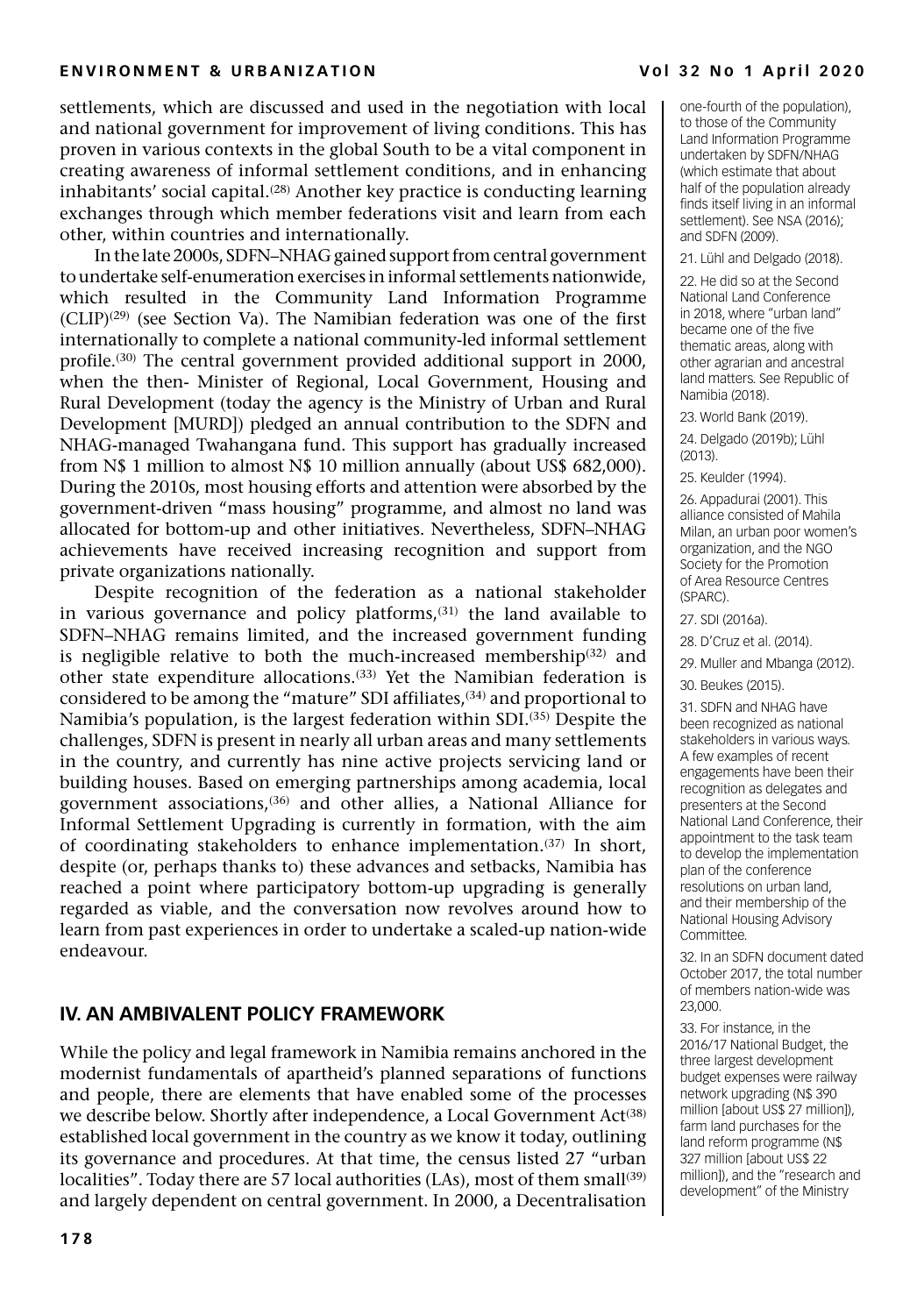settlements, which are discussed and used in the negotiation with local and national government for improvement of living conditions. This has proven in various contexts in the global South to be a vital component in creating awareness of informal settlement conditions, and in enhancing inhabitants' social capital.[28] Another key practice is conducting learning exchanges through which member federations visit and learn from each other, within countries and internationally.

In the late 2000s, SDFN–NHAG gained support from central government to undertake self-enumeration exercises in informal settlements nationwide, which resulted in the Community Land Information Programme (CLIP)[29] (see Section Va). The Namibian federation was one of the first internationally to complete a national community-led informal settlement profile.[30] The central government provided additional support in 2000, when the then- Minister of Regional, Local Government, Housing and Rural Development (today the agency is the Ministry of Urban and Rural Development [MURD]) pledged an annual contribution to the SDFN and NHAG-managed Twahangana fund. This support has gradually increased from N$ 1 million to almost N$ 10 million annually (about US$ 682,000). During the 2010s, most housing efforts and attention were absorbed by the government-driven "mass housing" programme, and almost no land was allocated for bottom-up and other initiatives. Nevertheless, SDFN–NHAG achievements have received increasing recognition and support from private organizations nationally.

Despite recognition of the federation as a national stakeholder in various governance and policy platforms,[31] the land available to SDFN–NHAG remains limited, and the increased government funding is negligible relative to both the much-increased membership[32] and other state expenditure allocations.[33] Yet the Namibian federation is considered to be among the "mature" SDI affiliates,[34] and proportional to Namibia's population, is the largest federation within SDI.[35] Despite the challenges, SDFN is present in nearly all urban areas and many settlements in the country, and currently has nine active projects servicing land or building houses. Based on emerging partnerships among academia, local government associations,[36] and other allies, a National Alliance for Informal Settlement Upgrading is currently in formation, with the aim of coordinating stakeholders to enhance implementation.[37] In short, despite (or, perhaps thanks to) these advances and setbacks, Namibia has reached a point where participatory bottom-up upgrading is generally regarded as viable, and the conversation now revolves around how to learn from past experiences in order to undertake a scaled-up nation-wide endeavour.

## IV. AN AMBIVALENT POLICY FRAMEWORK

While the policy and legal framework in Namibia remains anchored in the modernist fundamentals of apartheid's planned separations of functions and people, there are elements that have enabled some of the processes we describe below. Shortly after independence, a Local Government Act[38] established local government in the country as we know it today, outlining its governance and procedures. At that time, the census listed 27 "urban localities". Today there are 57 local authorities (LAs), most of them small[39] and largely dependent on central government. In 2000, a Decentralisation

one-fourth of the population), to those of the Community Land Information Programme undertaken by SDFN/NHAG (which estimate that about half of the population already finds itself living in an informal settlement). See NSA (2016); and SDFN (2009).

21. Lühl and Delgado (2018).

22. He did so at the Second National Land Conference in 2018, where "urban land" became one of the five thematic areas, along with other agrarian and ancestral land matters. See Republic of Namibia (2018).

23. World Bank (2019).

24. Delgado (2019b); Lühl (2013).

25. Keulder (1994).

26. Appadurai (2001). This alliance consisted of Mahila Milan, an urban poor women's organization, and the NGO Society for the Promotion of Area Resource Centres (SPARC).

27. SDI (2016a).

28. D'Cruz et al. (2014).

29. Muller and Mbanga (2012).

30. Beukes (2015).

31. SDFN and NHAG have been recognized as national stakeholders in various ways. A few examples of recent engagements have been their recognition as delegates and presenters at the Second National Land Conference, their appointment to the task team to develop the implementation plan of the conference resolutions on urban land, and their membership of the National Housing Advisory Committee.

32. In an SDFN document dated October 2017, the total number of members nation-wide was 23,000.

33. For instance, in the 2016/17 National Budget, the three largest development budget expenses were railway network upgrading (N$ 390 million [about US$ 27 million]), farm land purchases for the land reform programme (N$ 327 million [about US$ 22 million]), and the "research and development" of the Ministry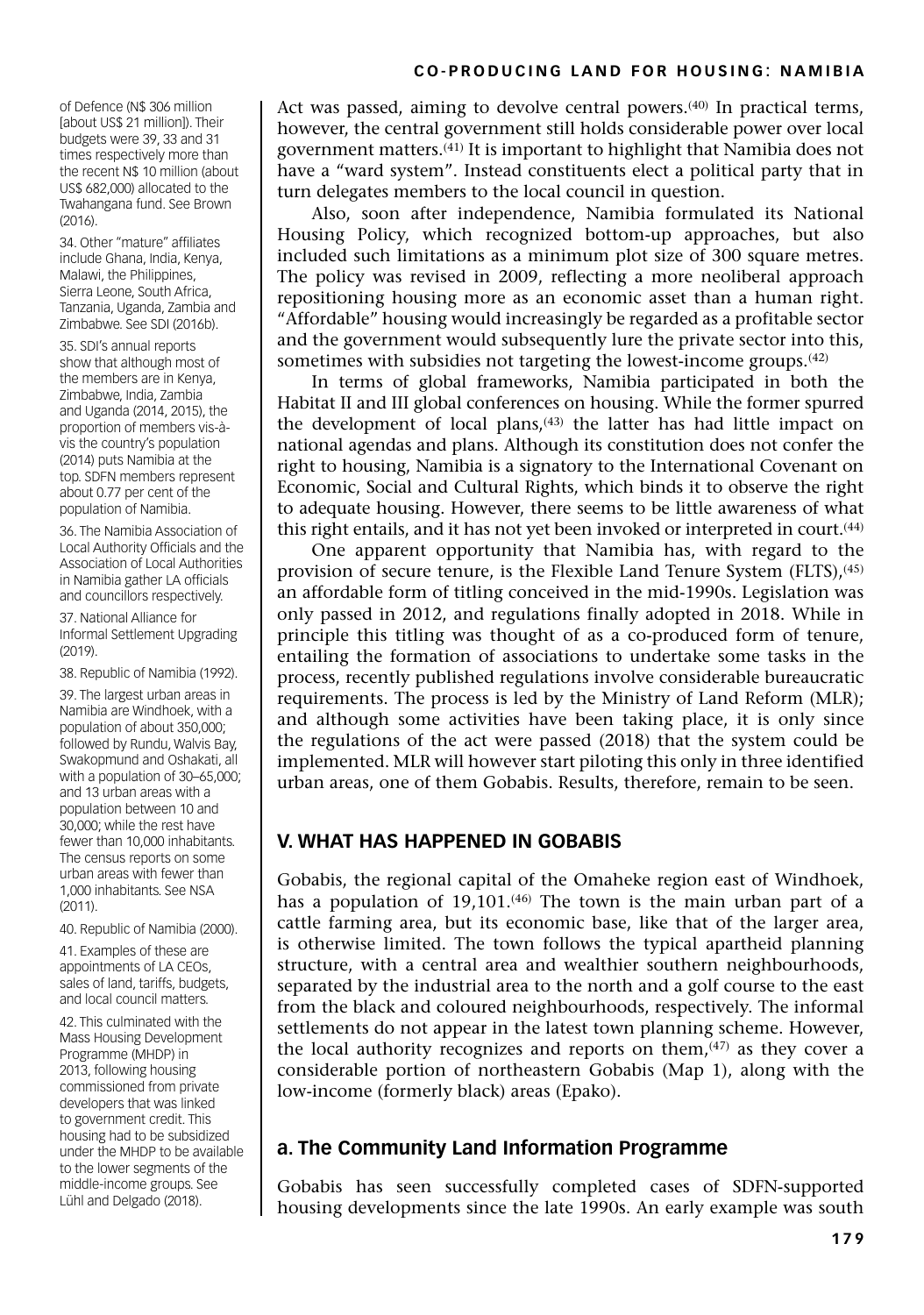of Defence (N$ 306 million [about US$ 21 million]). Their budgets were 39, 33 and 31 times respectively more than the recent N$ 10 million (about US$ 682,000) allocated to the Twahangana fund. See Brown (2016).

34. Other "mature" affiliates include Ghana, India, Kenya, Malawi, the Philippines, Sierra Leone, South Africa, Tanzania, Uganda, Zambia and Zimbabwe. See SDI (2016b).

35. SDI's annual reports show that although most of the members are in Kenya, Zimbabwe, India, Zambia and Uganda (2014, 2015), the proportion of members vis-à-vis the country's population (2014) puts Namibia at the top. SDFN members represent about 0.77 per cent of the population of Namibia.

36. The Namibia Association of Local Authority Officials and the Association of Local Authorities in Namibia gather LA officials and councillors respectively.

37. National Alliance for Informal Settlement Upgrading (2019).

38. Republic of Namibia (1992).

39. The largest urban areas in Namibia are Windhoek, with a population of about 350,000; followed by Rundu, Walvis Bay, Swakopmund and Oshakati, all with a population of 30–65,000; and 13 urban areas with a population between 10 and 30,000; while the rest have fewer than 10,000 inhabitants. The census reports on some urban areas with fewer than 1,000 inhabitants. See NSA (2011).

40. Republic of Namibia (2000).

41. Examples of these are appointments of LA CEOs, sales of land, tariffs, budgets, and local council matters.

42. This culminated with the Mass Housing Development Programme (MHDP) in 2013, following housing commissioned from private developers that was linked to government credit. This housing had to be subsidized under the MHDP to be available to the lower segments of the middle-income groups. See Lühl and Delgado (2018).

Act was passed, aiming to devolve central powers.[40] In practical terms, however, the central government still holds considerable power over local government matters.[41] It is important to highlight that Namibia does not have a "ward system". Instead constituents elect a political party that in turn delegates members to the local council in question.

Also, soon after independence, Namibia formulated its National Housing Policy, which recognized bottom-up approaches, but also included such limitations as a minimum plot size of 300 square metres. The policy was revised in 2009, reflecting a more neoliberal approach repositioning housing more as an economic asset than a human right. "Affordable" housing would increasingly be regarded as a profitable sector and the government would subsequently lure the private sector into this, sometimes with subsidies not targeting the lowest-income groups.[42]

In terms of global frameworks, Namibia participated in both the Habitat II and III global conferences on housing. While the former spurred the development of local plans,[43] the latter has had little impact on national agendas and plans. Although its constitution does not confer the right to housing, Namibia is a signatory to the International Covenant on Economic, Social and Cultural Rights, which binds it to observe the right to adequate housing. However, there seems to be little awareness of what this right entails, and it has not yet been invoked or interpreted in court.[44]

One apparent opportunity that Namibia has, with regard to the provision of secure tenure, is the Flexible Land Tenure System (FLTS),[45] an affordable form of titling conceived in the mid-1990s. Legislation was only passed in 2012, and regulations finally adopted in 2018. While in principle this titling was thought of as a co-produced form of tenure, entailing the formation of associations to undertake some tasks in the process, recently published regulations involve considerable bureaucratic requirements. The process is led by the Ministry of Land Reform (MLR); and although some activities have been taking place, it is only since the regulations of the act were passed (2018) that the system could be implemented. MLR will however start piloting this only in three identified urban areas, one of them Gobabis. Results, therefore, remain to be seen.

## V. WHAT HAS HAPPENED IN GOBABIS

Gobabis, the regional capital of the Omaheke region east of Windhoek, has a population of 19,101.[46] The town is the main urban part of a cattle farming area, but its economic base, like that of the larger area, is otherwise limited. The town follows the typical apartheid planning structure, with a central area and wealthier southern neighbourhoods, separated by the industrial area to the north and a golf course to the east from the black and coloured neighbourhoods, respectively. The informal settlements do not appear in the latest town planning scheme. However, the local authority recognizes and reports on them,[47] as they cover a considerable portion of northeastern Gobabis (Map 1), along with the low-income (formerly black) areas (Epako).

### a. The Community Land Information Programme

Gobabis has seen successfully completed cases of SDFN-supported housing developments since the late 1990s. An early example was south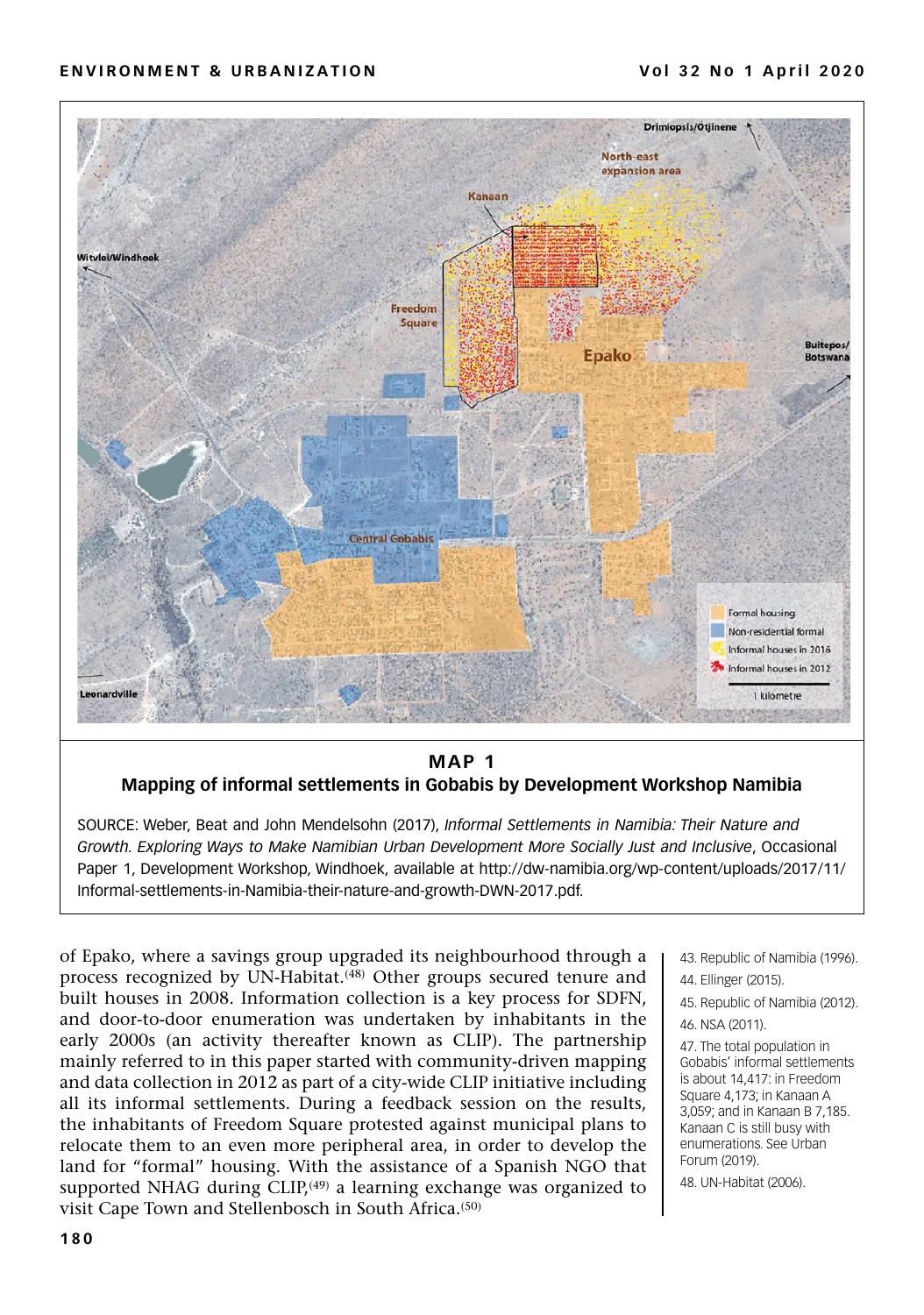**MAP 1**

**Mapping of informal settlements in Gobabis by Development Workshop Namibia**

SOURCE: Weber, Beat and John Mendelsohn (2017), *Informal Settlements in Namibia: Their Nature and Growth. Exploring Ways to Make Namibian Urban Development More Socially Just and Inclusive*, Occasional Paper 1, Development Workshop, Windhoek, available at http://dw-namibia.org/wp-content/uploads/2017/11/Informal-settlements-in-Namibia-their-nature-and-growth-DWN-2017.pdf.

of Epako, where a savings group upgraded its neighbourhood through a process recognized by UN-Habitat.[48] Other groups secured tenure and built houses in 2008. Information collection is a key process for SDFN, and door-to-door enumeration was undertaken by inhabitants in the early 2000s (an activity thereafter known as CLIP). The partnership mainly referred to in this paper started with community-driven mapping and data collection in 2012 as part of a city-wide CLIP initiative including all its informal settlements. During a feedback session on the results, the inhabitants of Freedom Square protested against municipal plans to relocate them to an even more peripheral area, in order to develop the land for "formal" housing. With the assistance of a Spanish NGO that supported NHAG during CLIP,[49] a learning exchange was organized to visit Cape Town and Stellenbosch in South Africa.[50]

43. Republic of Namibia (1996).

44. Ellinger (2015).

45. Republic of Namibia (2012).

46. NSA (2011).

47. The total population in Gobabis' informal settlements is about 14,417: in Freedom Square 4,173; in Kanaan A 3,059; and in Kanaan B 7,185. Kanaan C is still busy with enumerations. See Urban Forum (2019).

48. UN-Habitat (2006).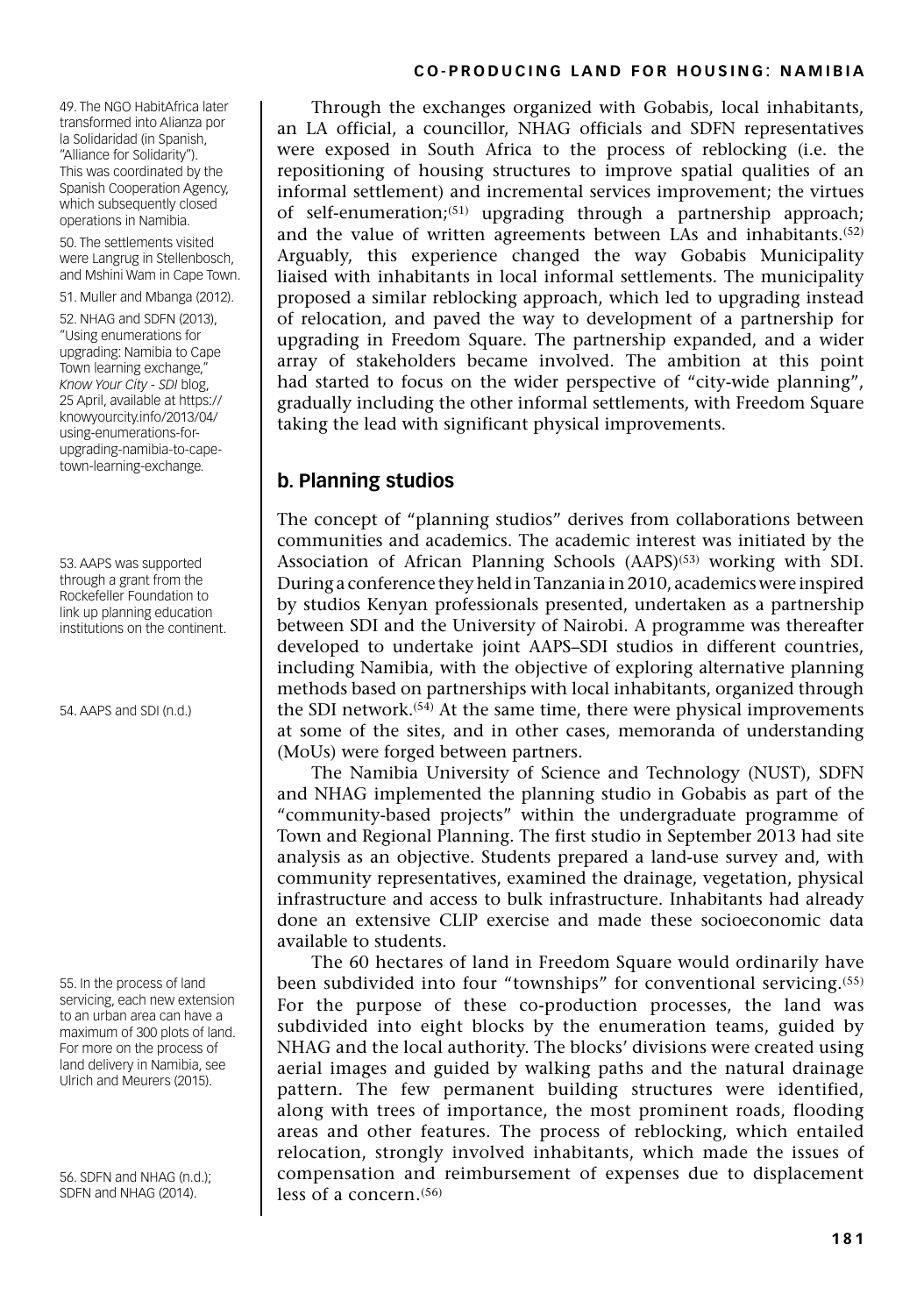Through the exchanges organized with Gobabis, local inhabitants, an LA official, a councillor, NHAG officials and SDFN representatives were exposed in South Africa to the process of reblocking (i.e. the repositioning of housing structures to improve spatial qualities of an informal settlement) and incremental services improvement; the virtues of self-enumeration;[51] upgrading through a partnership approach; and the value of written agreements between LAs and inhabitants.[52] Arguably, this experience changed the way Gobabis Municipality liaised with inhabitants in local informal settlements. The municipality proposed a similar reblocking approach, which led to upgrading instead of relocation, and paved the way to development of a partnership for upgrading in Freedom Square. The partnership expanded, and a wider array of stakeholders became involved. The ambition at this point had started to focus on the wider perspective of "city-wide planning", gradually including the other informal settlements, with Freedom Square taking the lead with significant physical improvements.

## b. Planning studios

The concept of "planning studios" derives from collaborations between communities and academics. The academic interest was initiated by the Association of African Planning Schools (AAPS)[53] working with SDI. During a conference they held in Tanzania in 2010, academics were inspired by studios Kenyan professionals presented, undertaken as a partnership between SDI and the University of Nairobi. A programme was thereafter developed to undertake joint AAPS–SDI studios in different countries, including Namibia, with the objective of exploring alternative planning methods based on partnerships with local inhabitants, organized through the SDI network.[54] At the same time, there were physical improvements at some of the sites, and in other cases, memoranda of understanding (MoUs) were forged between partners.

The Namibia University of Science and Technology (NUST), SDFN and NHAG implemented the planning studio in Gobabis as part of the "community-based projects" within the undergraduate programme of Town and Regional Planning. The first studio in September 2013 had site analysis as an objective. Students prepared a land-use survey and, with community representatives, examined the drainage, vegetation, physical infrastructure and access to bulk infrastructure. Inhabitants had already done an extensive CLIP exercise and made these socioeconomic data available to students.

The 60 hectares of land in Freedom Square would ordinarily have been subdivided into four "townships" for conventional servicing.[55] For the purpose of these co-production processes, the land was subdivided into eight blocks by the enumeration teams, guided by NHAG and the local authority. The blocks' divisions were created using aerial images and guided by walking paths and the natural drainage pattern. The few permanent building structures were identified, along with trees of importance, the most prominent roads, flooding areas and other features. The process of reblocking, which entailed relocation, strongly involved inhabitants, which made the issues of compensation and reimbursement of expenses due to displacement less of a concern.[56]

---

49. The NGO HabitAfrica later transformed into Alianza por la Solidaridad (in Spanish, "Alliance for Solidarity"). This was coordinated by the Spanish Cooperation Agency, which subsequently closed operations in Namibia.

50. The settlements visited were Langrug in Stellenbosch, and Mshini Wam in Cape Town.

51. Muller and Mbanga (2012).

52. NHAG and SDFN (2013), "Using enumerations for upgrading: Namibia to Cape Town learning exchange," *Know Your City - SDI* blog, 25 April, available at https://knowyourcity.info/2013/04/using-enumerations-for-upgrading-namibia-to-cape-town-learning-exchange.

53. AAPS was supported through a grant from the Rockefeller Foundation to link up planning education institutions on the continent.

54. AAPS and SDI (n.d.)

55. In the process of land servicing, each new extension to an urban area can have a maximum of 300 plots of land. For more on the process of land delivery in Namibia, see Ulrich and Meurers (2015).

56. SDFN and NHAG (n.d.); SDFN and NHAG (2014).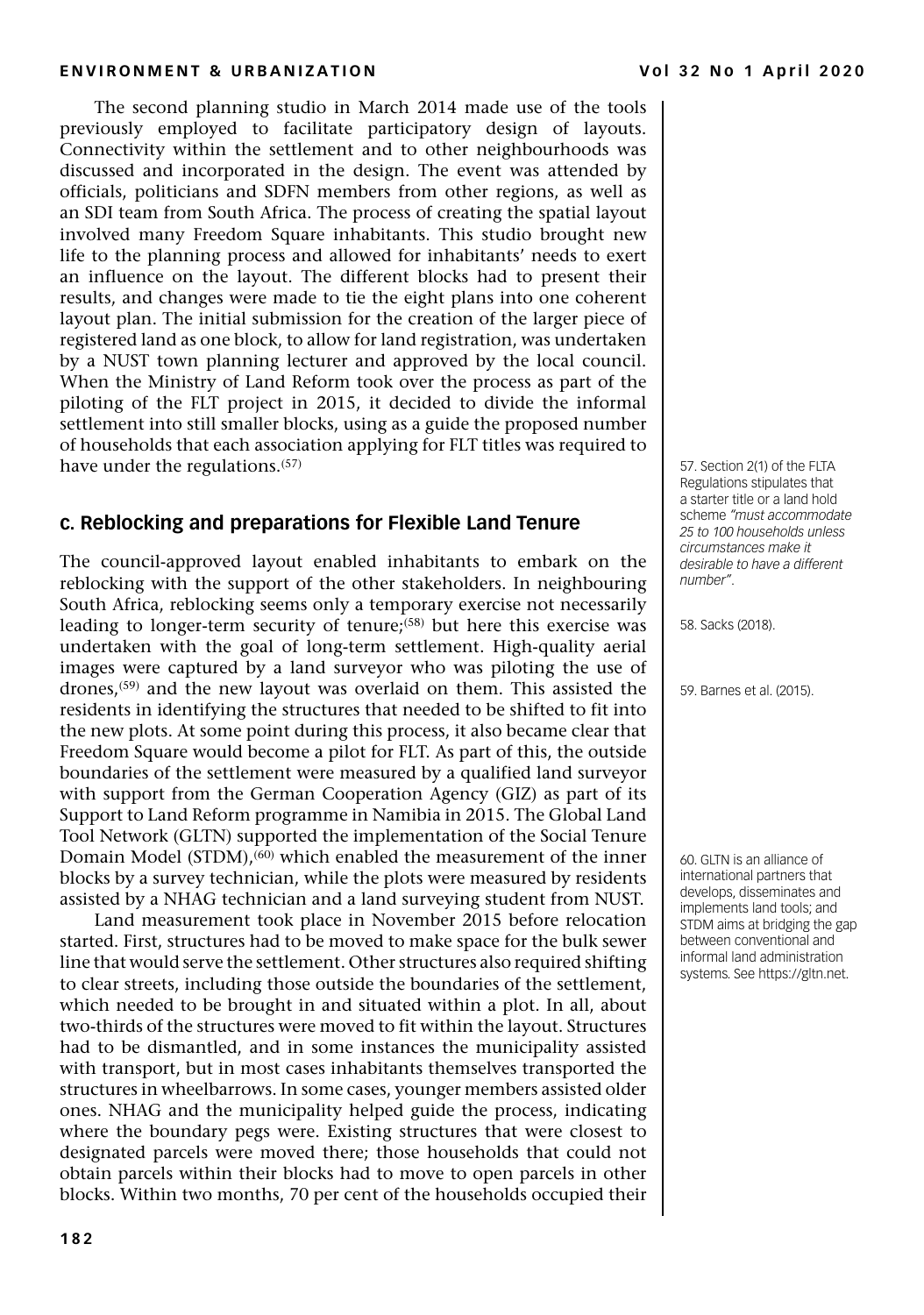The second planning studio in March 2014 made use of the tools previously employed to facilitate participatory design of layouts. Connectivity within the settlement and to other neighbourhoods was discussed and incorporated in the design. The event was attended by officials, politicians and SDFN members from other regions, as well as an SDI team from South Africa. The process of creating the spatial layout involved many Freedom Square inhabitants. This studio brought new life to the planning process and allowed for inhabitants' needs to exert an influence on the layout. The different blocks had to present their results, and changes were made to tie the eight plans into one coherent layout plan. The initial submission for the creation of the larger piece of registered land as one block, to allow for land registration, was undertaken by a NUST town planning lecturer and approved by the local council. When the Ministry of Land Reform took over the process as part of the piloting of the FLT project in 2015, it decided to divide the informal settlement into still smaller blocks, using as a guide the proposed number of households that each association applying for FLT titles was required to have under the regulations.[57]

### c. Reblocking and preparations for Flexible Land Tenure

The council-approved layout enabled inhabitants to embark on the reblocking with the support of the other stakeholders. In neighbouring South Africa, reblocking seems only a temporary exercise not necessarily leading to longer-term security of tenure;[58] but here this exercise was undertaken with the goal of long-term settlement. High-quality aerial images were captured by a land surveyor who was piloting the use of drones,[59] and the new layout was overlaid on them. This assisted the residents in identifying the structures that needed to be shifted to fit into the new plots. At some point during this process, it also became clear that Freedom Square would become a pilot for FLT. As part of this, the outside boundaries of the settlement were measured by a qualified land surveyor with support from the German Cooperation Agency (GIZ) as part of its Support to Land Reform programme in Namibia in 2015. The Global Land Tool Network (GLTN) supported the implementation of the Social Tenure Domain Model (STDM),[60] which enabled the measurement of the inner blocks by a survey technician, while the plots were measured by residents assisted by a NHAG technician and a land surveying student from NUST.

Land measurement took place in November 2015 before relocation started. First, structures had to be moved to make space for the bulk sewer line that would serve the settlement. Other structures also required shifting to clear streets, including those outside the boundaries of the settlement, which needed to be brought in and situated within a plot. In all, about two-thirds of the structures were moved to fit within the layout. Structures had to be dismantled, and in some instances the municipality assisted with transport, but in most cases inhabitants themselves transported the structures in wheelbarrows. In some cases, younger members assisted older ones. NHAG and the municipality helped guide the process, indicating where the boundary pegs were. Existing structures that were closest to designated parcels were moved there; those households that could not obtain parcels within their blocks had to move to open parcels in other blocks. Within two months, 70 per cent of the households occupied their

57. Section 2(1) of the FLTA Regulations stipulates that a starter title or a land hold scheme *"must accommodate 25 to 100 households unless circumstances make it desirable to have a different number"*.

58. Sacks (2018).

59. Barnes et al. (2015).

60. GLTN is an alliance of international partners that develops, disseminates and implements land tools; and STDM aims at bridging the gap between conventional and informal land administration systems. See https://gltn.net.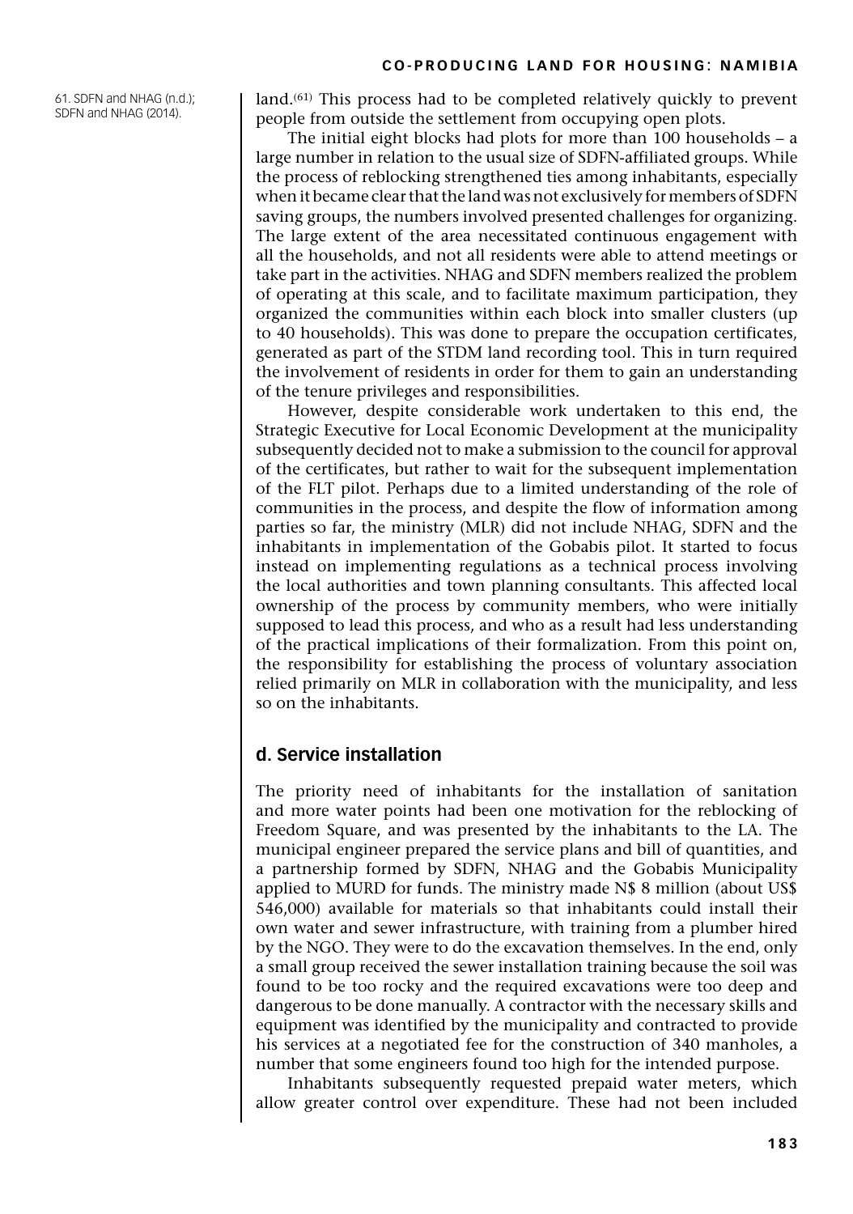land.[61] This process had to be completed relatively quickly to prevent people from outside the settlement from occupying open plots.

61. SDFN and NHAG (n.d.); SDFN and NHAG (2014).

The initial eight blocks had plots for more than 100 households – a large number in relation to the usual size of SDFN-affiliated groups. While the process of reblocking strengthened ties among inhabitants, especially when it became clear that the land was not exclusively for members of SDFN saving groups, the numbers involved presented challenges for organizing. The large extent of the area necessitated continuous engagement with all the households, and not all residents were able to attend meetings or take part in the activities. NHAG and SDFN members realized the problem of operating at this scale, and to facilitate maximum participation, they organized the communities within each block into smaller clusters (up to 40 households). This was done to prepare the occupation certificates, generated as part of the STDM land recording tool. This in turn required the involvement of residents in order for them to gain an understanding of the tenure privileges and responsibilities.

However, despite considerable work undertaken to this end, the Strategic Executive for Local Economic Development at the municipality subsequently decided not to make a submission to the council for approval of the certificates, but rather to wait for the subsequent implementation of the FLT pilot. Perhaps due to a limited understanding of the role of communities in the process, and despite the flow of information among parties so far, the ministry (MLR) did not include NHAG, SDFN and the inhabitants in implementation of the Gobabis pilot. It started to focus instead on implementing regulations as a technical process involving the local authorities and town planning consultants. This affected local ownership of the process by community members, who were initially supposed to lead this process, and who as a result had less understanding of the practical implications of their formalization. From this point on, the responsibility for establishing the process of voluntary association relied primarily on MLR in collaboration with the municipality, and less so on the inhabitants.

## d. Service installation

The priority need of inhabitants for the installation of sanitation and more water points had been one motivation for the reblocking of Freedom Square, and was presented by the inhabitants to the LA. The municipal engineer prepared the service plans and bill of quantities, and a partnership formed by SDFN, NHAG and the Gobabis Municipality applied to MURD for funds. The ministry made N$ 8 million (about US$ 546,000) available for materials so that inhabitants could install their own water and sewer infrastructure, with training from a plumber hired by the NGO. They were to do the excavation themselves. In the end, only a small group received the sewer installation training because the soil was found to be too rocky and the required excavations were too deep and dangerous to be done manually. A contractor with the necessary skills and equipment was identified by the municipality and contracted to provide his services at a negotiated fee for the construction of 340 manholes, a number that some engineers found too high for the intended purpose.

Inhabitants subsequently requested prepaid water meters, which allow greater control over expenditure. These had not been included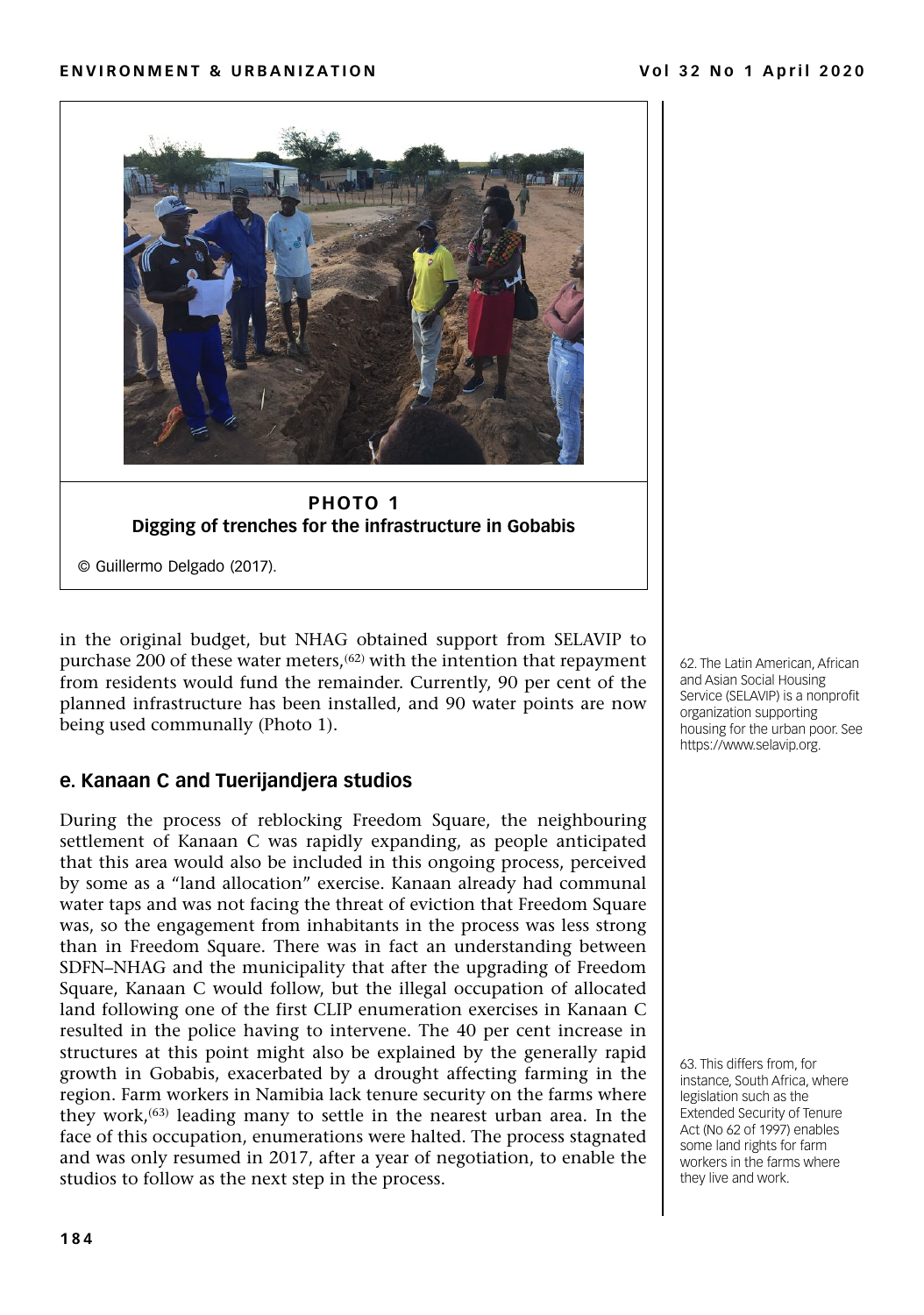**PHOTO 1**
**Digging of trenches for the infrastructure in Gobabis**

© Guillermo Delgado (2017).

in the original budget, but NHAG obtained support from SELAVIP to purchase 200 of these water meters,[62] with the intention that repayment from residents would fund the remainder. Currently, 90 per cent of the planned infrastructure has been installed, and 90 water points are now being used communally (Photo 1).

### e. Kanaan C and Tuerijandjera studios

During the process of reblocking Freedom Square, the neighbouring settlement of Kanaan C was rapidly expanding, as people anticipated that this area would also be included in this ongoing process, perceived by some as a "land allocation" exercise. Kanaan already had communal water taps and was not facing the threat of eviction that Freedom Square was, so the engagement from inhabitants in the process was less strong than in Freedom Square. There was in fact an understanding between SDFN–NHAG and the municipality that after the upgrading of Freedom Square, Kanaan C would follow, but the illegal occupation of allocated land following one of the first CLIP enumeration exercises in Kanaan C resulted in the police having to intervene. The 40 per cent increase in structures at this point might also be explained by the generally rapid growth in Gobabis, exacerbated by a drought affecting farming in the region. Farm workers in Namibia lack tenure security on the farms where they work,[63] leading many to settle in the nearest urban area. In the face of this occupation, enumerations were halted. The process stagnated and was only resumed in 2017, after a year of negotiation, to enable the studios to follow as the next step in the process.

62. The Latin American, African and Asian Social Housing Service (SELAVIP) is a nonprofit organization supporting housing for the urban poor. See https://www.selavip.org.

63. This differs from, for instance, South Africa, where legislation such as the Extended Security of Tenure Act (No 62 of 1997) enables some land rights for farm workers in the farms where they live and work.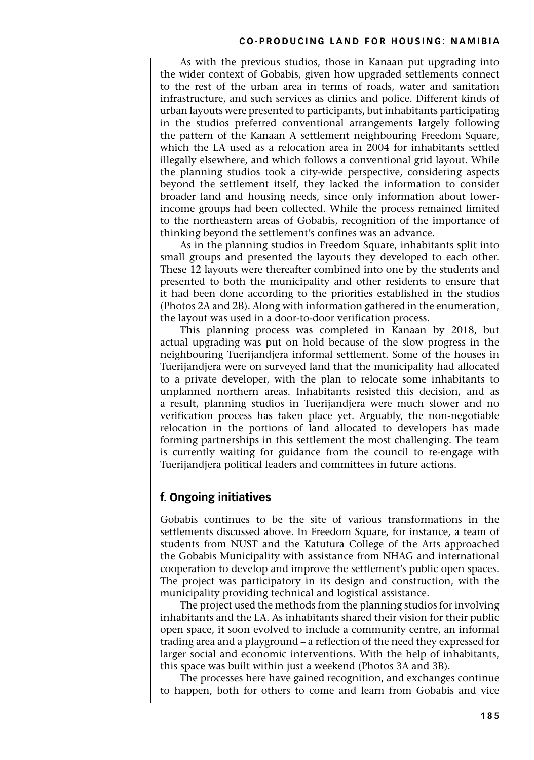As with the previous studios, those in Kanaan put upgrading into the wider context of Gobabis, given how upgraded settlements connect to the rest of the urban area in terms of roads, water and sanitation infrastructure, and such services as clinics and police. Different kinds of urban layouts were presented to participants, but inhabitants participating in the studios preferred conventional arrangements largely following the pattern of the Kanaan A settlement neighbouring Freedom Square, which the LA used as a relocation area in 2004 for inhabitants settled illegally elsewhere, and which follows a conventional grid layout. While the planning studios took a city-wide perspective, considering aspects beyond the settlement itself, they lacked the information to consider broader land and housing needs, since only information about lower-income groups had been collected. While the process remained limited to the northeastern areas of Gobabis, recognition of the importance of thinking beyond the settlement's confines was an advance.

As in the planning studios in Freedom Square, inhabitants split into small groups and presented the layouts they developed to each other. These 12 layouts were thereafter combined into one by the students and presented to both the municipality and other residents to ensure that it had been done according to the priorities established in the studios (Photos 2A and 2B). Along with information gathered in the enumeration, the layout was used in a door-to-door verification process.

This planning process was completed in Kanaan by 2018, but actual upgrading was put on hold because of the slow progress in the neighbouring Tuerijandjera informal settlement. Some of the houses in Tuerijandjera were on surveyed land that the municipality had allocated to a private developer, with the plan to relocate some inhabitants to unplanned northern areas. Inhabitants resisted this decision, and as a result, planning studios in Tuerijandjera were much slower and no verification process has taken place yet. Arguably, the non-negotiable relocation in the portions of land allocated to developers has made forming partnerships in this settlement the most challenging. The team is currently waiting for guidance from the council to re-engage with Tuerijandjera political leaders and committees in future actions.

## f. Ongoing initiatives

Gobabis continues to be the site of various transformations in the settlements discussed above. In Freedom Square, for instance, a team of students from NUST and the Katutura College of the Arts approached the Gobabis Municipality with assistance from NHAG and international cooperation to develop and improve the settlement's public open spaces. The project was participatory in its design and construction, with the municipality providing technical and logistical assistance.

The project used the methods from the planning studios for involving inhabitants and the LA. As inhabitants shared their vision for their public open space, it soon evolved to include a community centre, an informal trading area and a playground – a reflection of the need they expressed for larger social and economic interventions. With the help of inhabitants, this space was built within just a weekend (Photos 3A and 3B).

The processes here have gained recognition, and exchanges continue to happen, both for others to come and learn from Gobabis and vice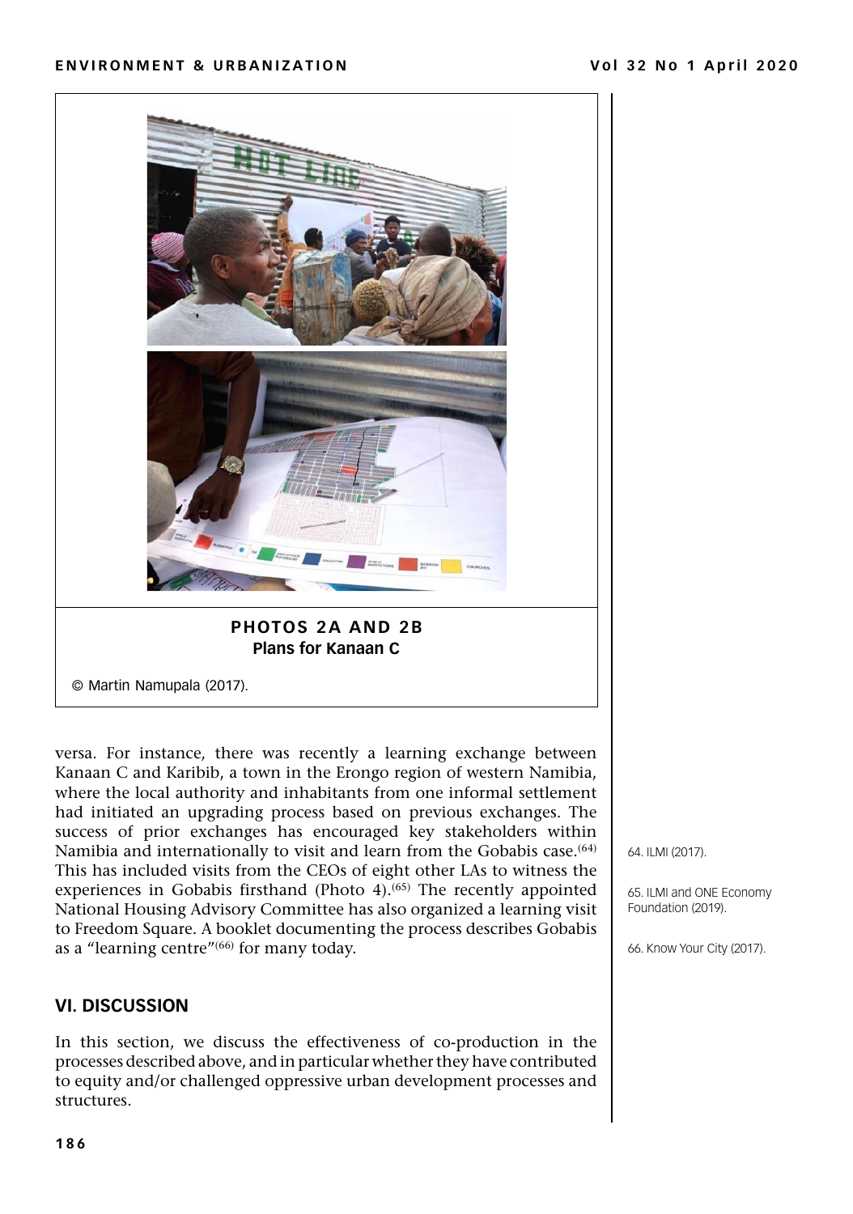**PHOTOS 2A AND 2B**
**Plans for Kanaan C**

© Martin Namupala (2017).

versa. For instance, there was recently a learning exchange between Kanaan C and Karibib, a town in the Erongo region of western Namibia, where the local authority and inhabitants from one informal settlement had initiated an upgrading process based on previous exchanges. The success of prior exchanges has encouraged key stakeholders within Namibia and internationally to visit and learn from the Gobabis case.[64] This has included visits from the CEOs of eight other LAs to witness the experiences in Gobabis firsthand (Photo 4).[65] The recently appointed National Housing Advisory Committee has also organized a learning visit to Freedom Square. A booklet documenting the process describes Gobabis as a "learning centre"[66] for many today.

64. ILMI (2017).

65. ILMI and ONE Economy Foundation (2019).

66. Know Your City (2017).

## VI. DISCUSSION

In this section, we discuss the effectiveness of co-production in the processes described above, and in particular whether they have contributed to equity and/or challenged oppressive urban development processes and structures.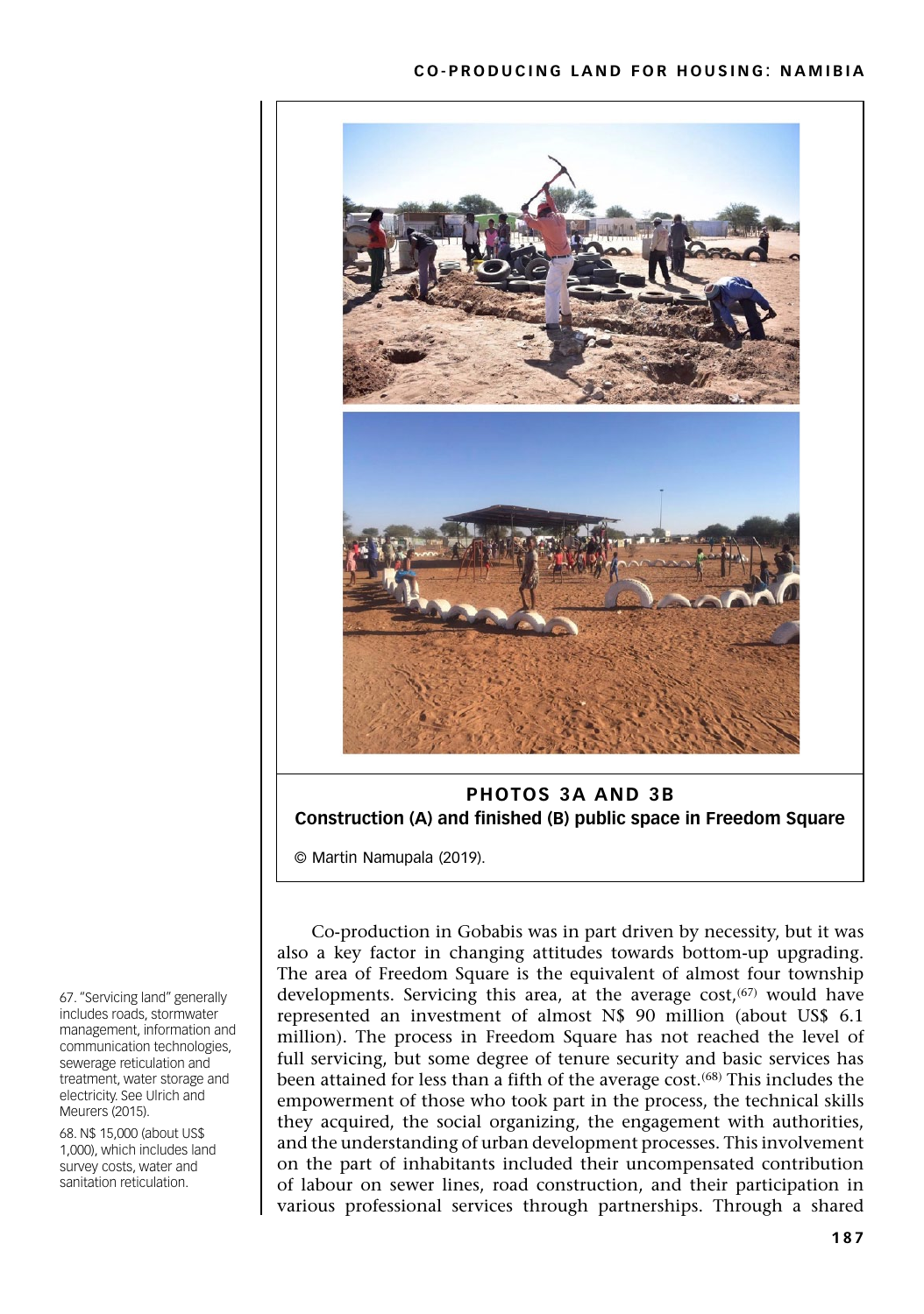**PHOTOS 3A AND 3B**
**Construction (A) and finished (B) public space in Freedom Square**

© Martin Namupala (2019).

Co-production in Gobabis was in part driven by necessity, but it was also a key factor in changing attitudes towards bottom-up upgrading. The area of Freedom Square is the equivalent of almost four township developments. Servicing this area, at the average cost,[67] would have represented an investment of almost N$ 90 million (about US$ 6.1 million). The process in Freedom Square has not reached the level of full servicing, but some degree of tenure security and basic services has been attained for less than a fifth of the average cost.[68] This includes the empowerment of those who took part in the process, the technical skills they acquired, the social organizing, the engagement with authorities, and the understanding of urban development processes. This involvement on the part of inhabitants included their uncompensated contribution of labour on sewer lines, road construction, and their participation in various professional services through partnerships. Through a shared

67. "Servicing land" generally includes roads, stormwater management, information and communication technologies, sewerage reticulation and treatment, water storage and electricity. See Ulrich and Meurers (2015).

68. N$ 15,000 (about US$ 1,000), which includes land survey costs, water and sanitation reticulation.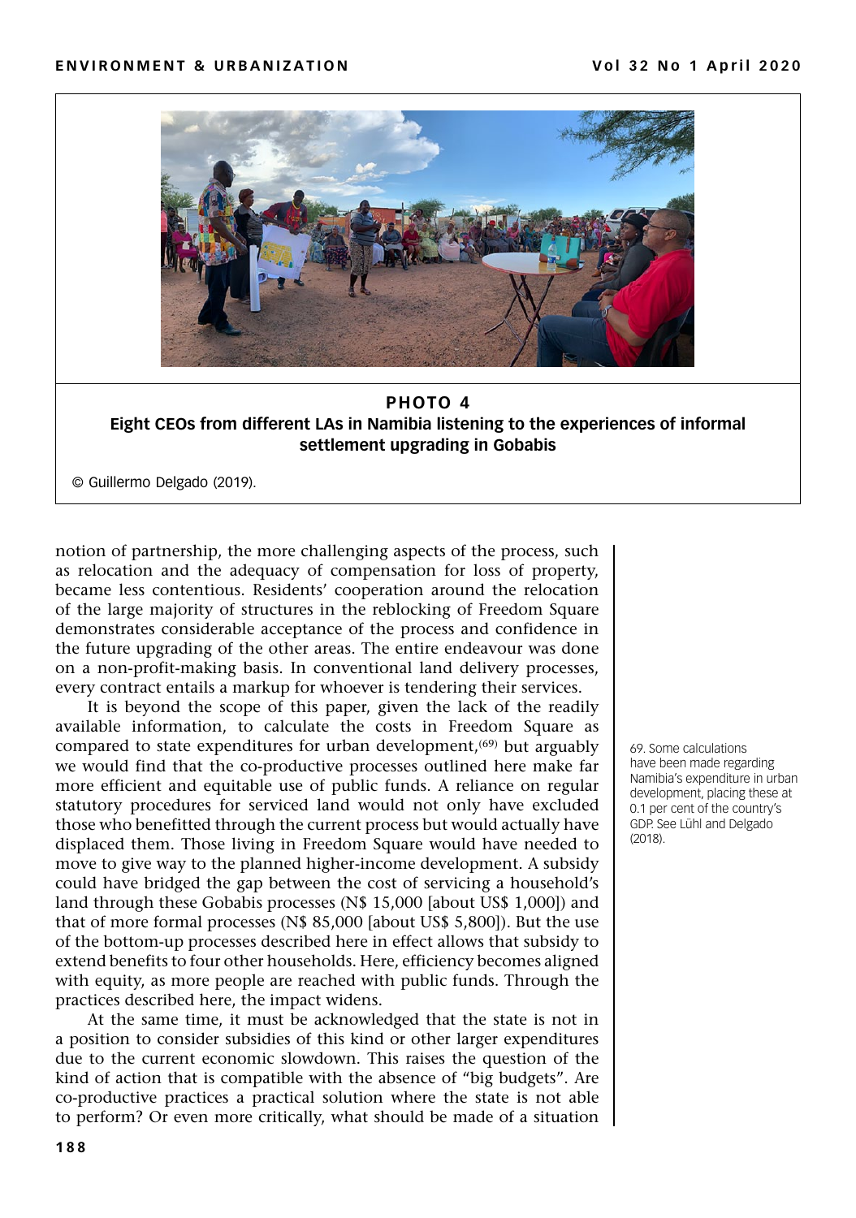**PHOTO 4**
**Eight CEOs from different LAs in Namibia listening to the experiences of informal settlement upgrading in Gobabis**

© Guillermo Delgado (2019).

notion of partnership, the more challenging aspects of the process, such as relocation and the adequacy of compensation for loss of property, became less contentious. Residents' cooperation around the relocation of the large majority of structures in the reblocking of Freedom Square demonstrates considerable acceptance of the process and confidence in the future upgrading of the other areas. The entire endeavour was done on a non-profit-making basis. In conventional land delivery processes, every contract entails a markup for whoever is tendering their services.

It is beyond the scope of this paper, given the lack of the readily available information, to calculate the costs in Freedom Square as compared to state expenditures for urban development,[69] but arguably we would find that the co-productive processes outlined here make far more efficient and equitable use of public funds. A reliance on regular statutory procedures for serviced land would not only have excluded those who benefitted through the current process but would actually have displaced them. Those living in Freedom Square would have needed to move to give way to the planned higher-income development. A subsidy could have bridged the gap between the cost of servicing a household's land through these Gobabis processes (N$ 15,000 [about US$ 1,000]) and that of more formal processes (N$ 85,000 [about US$ 5,800]). But the use of the bottom-up processes described here in effect allows that subsidy to extend benefits to four other households. Here, efficiency becomes aligned with equity, as more people are reached with public funds. Through the practices described here, the impact widens.

At the same time, it must be acknowledged that the state is not in a position to consider subsidies of this kind or other larger expenditures due to the current economic slowdown. This raises the question of the kind of action that is compatible with the absence of "big budgets". Are co-productive practices a practical solution where the state is not able to perform? Or even more critically, what should be made of a situation

69. Some calculations have been made regarding Namibia's expenditure in urban development, placing these at 0.1 per cent of the country's GDP. See Lühl and Delgado (2018).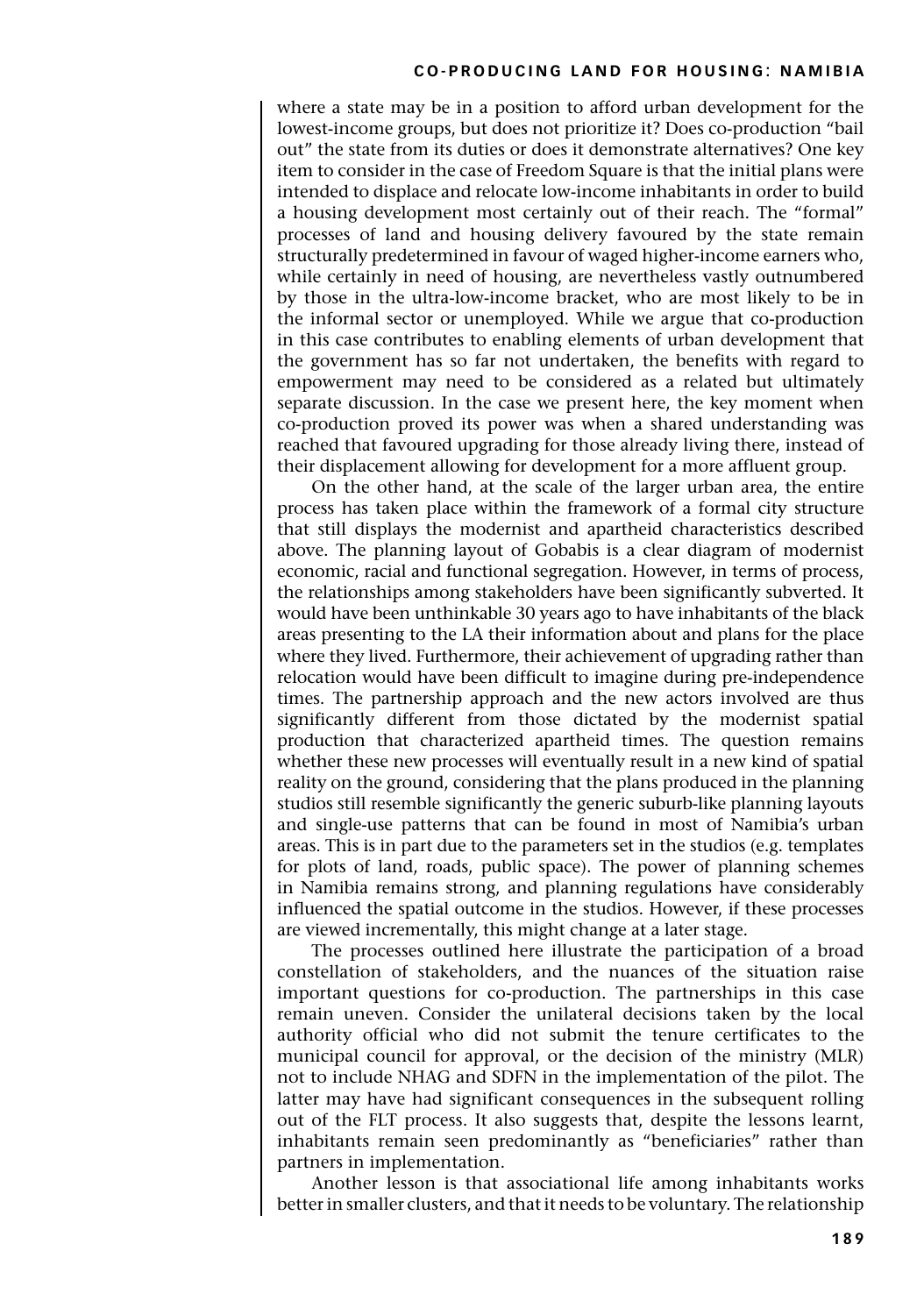where a state may be in a position to afford urban development for the lowest-income groups, but does not prioritize it? Does co-production "bail out" the state from its duties or does it demonstrate alternatives? One key item to consider in the case of Freedom Square is that the initial plans were intended to displace and relocate low-income inhabitants in order to build a housing development most certainly out of their reach. The "formal" processes of land and housing delivery favoured by the state remain structurally predetermined in favour of waged higher-income earners who, while certainly in need of housing, are nevertheless vastly outnumbered by those in the ultra-low-income bracket, who are most likely to be in the informal sector or unemployed. While we argue that co-production in this case contributes to enabling elements of urban development that the government has so far not undertaken, the benefits with regard to empowerment may need to be considered as a related but ultimately separate discussion. In the case we present here, the key moment when co-production proved its power was when a shared understanding was reached that favoured upgrading for those already living there, instead of their displacement allowing for development for a more affluent group.

On the other hand, at the scale of the larger urban area, the entire process has taken place within the framework of a formal city structure that still displays the modernist and apartheid characteristics described above. The planning layout of Gobabis is a clear diagram of modernist economic, racial and functional segregation. However, in terms of process, the relationships among stakeholders have been significantly subverted. It would have been unthinkable 30 years ago to have inhabitants of the black areas presenting to the LA their information about and plans for the place where they lived. Furthermore, their achievement of upgrading rather than relocation would have been difficult to imagine during pre-independence times. The partnership approach and the new actors involved are thus significantly different from those dictated by the modernist spatial production that characterized apartheid times. The question remains whether these new processes will eventually result in a new kind of spatial reality on the ground, considering that the plans produced in the planning studios still resemble significantly the generic suburb-like planning layouts and single-use patterns that can be found in most of Namibia's urban areas. This is in part due to the parameters set in the studios (e.g. templates for plots of land, roads, public space). The power of planning schemes in Namibia remains strong, and planning regulations have considerably influenced the spatial outcome in the studios. However, if these processes are viewed incrementally, this might change at a later stage.

The processes outlined here illustrate the participation of a broad constellation of stakeholders, and the nuances of the situation raise important questions for co-production. The partnerships in this case remain uneven. Consider the unilateral decisions taken by the local authority official who did not submit the tenure certificates to the municipal council for approval, or the decision of the ministry (MLR) not to include NHAG and SDFN in the implementation of the pilot. The latter may have had significant consequences in the subsequent rolling out of the FLT process. It also suggests that, despite the lessons learnt, inhabitants remain seen predominantly as "beneficiaries" rather than partners in implementation.

Another lesson is that associational life among inhabitants works better in smaller clusters, and that it needs to be voluntary. The relationship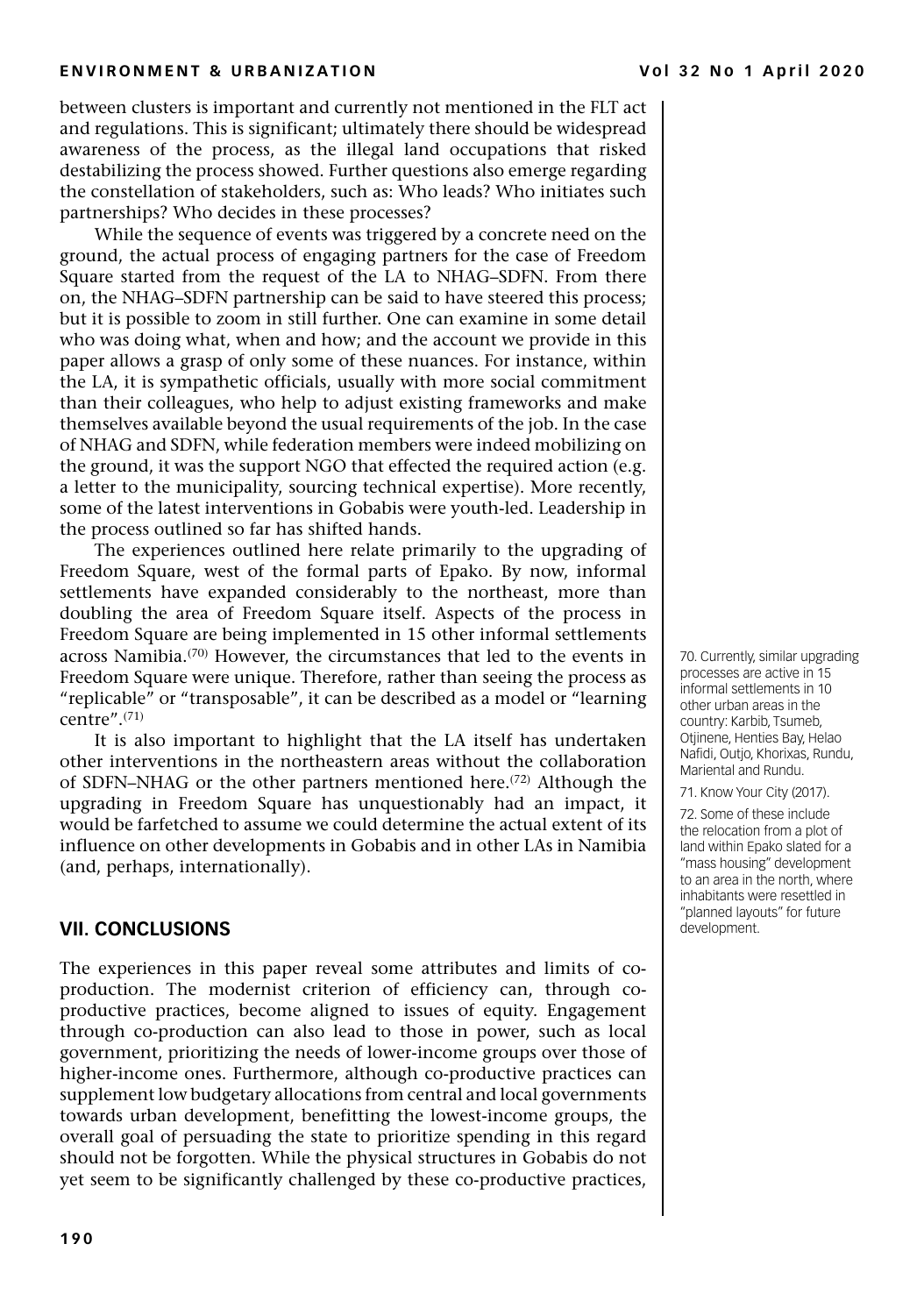between clusters is important and currently not mentioned in the FLT act and regulations. This is significant; ultimately there should be widespread awareness of the process, as the illegal land occupations that risked destabilizing the process showed. Further questions also emerge regarding the constellation of stakeholders, such as: Who leads? Who initiates such partnerships? Who decides in these processes?

While the sequence of events was triggered by a concrete need on the ground, the actual process of engaging partners for the case of Freedom Square started from the request of the LA to NHAG–SDFN. From there on, the NHAG–SDFN partnership can be said to have steered this process; but it is possible to zoom in still further. One can examine in some detail who was doing what, when and how; and the account we provide in this paper allows a grasp of only some of these nuances. For instance, within the LA, it is sympathetic officials, usually with more social commitment than their colleagues, who help to adjust existing frameworks and make themselves available beyond the usual requirements of the job. In the case of NHAG and SDFN, while federation members were indeed mobilizing on the ground, it was the support NGO that effected the required action (e.g. a letter to the municipality, sourcing technical expertise). More recently, some of the latest interventions in Gobabis were youth-led. Leadership in the process outlined so far has shifted hands.

The experiences outlined here relate primarily to the upgrading of Freedom Square, west of the formal parts of Epako. By now, informal settlements have expanded considerably to the northeast, more than doubling the area of Freedom Square itself. Aspects of the process in Freedom Square are being implemented in 15 other informal settlements across Namibia.[70] However, the circumstances that led to the events in Freedom Square were unique. Therefore, rather than seeing the process as "replicable" or "transposable", it can be described as a model or "learning centre".[71]

It is also important to highlight that the LA itself has undertaken other interventions in the northeastern areas without the collaboration of SDFN–NHAG or the other partners mentioned here.[72] Although the upgrading in Freedom Square has unquestionably had an impact, it would be farfetched to assume we could determine the actual extent of its influence on other developments in Gobabis and in other LAs in Namibia (and, perhaps, internationally).

## VII. CONCLUSIONS

The experiences in this paper reveal some attributes and limits of co-production. The modernist criterion of efficiency can, through co-productive practices, become aligned to issues of equity. Engagement through co-production can also lead to those in power, such as local government, prioritizing the needs of lower-income groups over those of higher-income ones. Furthermore, although co-productive practices can supplement low budgetary allocations from central and local governments towards urban development, benefitting the lowest-income groups, the overall goal of persuading the state to prioritize spending in this regard should not be forgotten. While the physical structures in Gobabis do not yet seem to be significantly challenged by these co-productive practices,

70. Currently, similar upgrading processes are active in 15 informal settlements in 10 other urban areas in the country: Karbib, Tsumeb, Otjinene, Henties Bay, Helao Nafidi, Outjo, Khorixas, Rundu, Mariental and Rundu.

71. Know Your City (2017).

72. Some of these include the relocation from a plot of land within Epako slated for a "mass housing" development to an area in the north, where inhabitants were resettled in "planned layouts" for future development.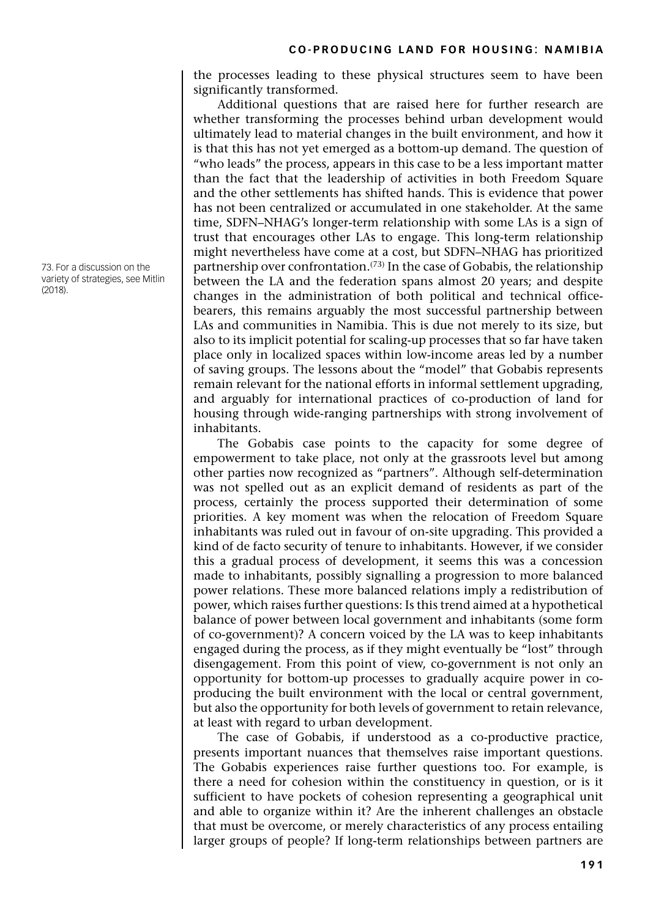the processes leading to these physical structures seem to have been significantly transformed.

Additional questions that are raised here for further research are whether transforming the processes behind urban development would ultimately lead to material changes in the built environment, and how it is that this has not yet emerged as a bottom-up demand. The question of "who leads" the process, appears in this case to be a less important matter than the fact that the leadership of activities in both Freedom Square and the other settlements has shifted hands. This is evidence that power has not been centralized or accumulated in one stakeholder. At the same time, SDFN–NHAG's longer-term relationship with some LAs is a sign of trust that encourages other LAs to engage. This long-term relationship might nevertheless have come at a cost, but SDFN–NHAG has prioritized partnership over confrontation.(73) In the case of Gobabis, the relationship between the LA and the federation spans almost 20 years; and despite changes in the administration of both political and technical office-bearers, this remains arguably the most successful partnership between LAs and communities in Namibia. This is due not merely to its size, but also to its implicit potential for scaling-up processes that so far have taken place only in localized spaces within low-income areas led by a number of saving groups. The lessons about the "model" that Gobabis represents remain relevant for the national efforts in informal settlement upgrading, and arguably for international practices of co-production of land for housing through wide-ranging partnerships with strong involvement of inhabitants.

73. For a discussion on the variety of strategies, see Mitlin (2018).

The Gobabis case points to the capacity for some degree of empowerment to take place, not only at the grassroots level but among other parties now recognized as "partners". Although self-determination was not spelled out as an explicit demand of residents as part of the process, certainly the process supported their determination of some priorities. A key moment was when the relocation of Freedom Square inhabitants was ruled out in favour of on-site upgrading. This provided a kind of de facto security of tenure to inhabitants. However, if we consider this a gradual process of development, it seems this was a concession made to inhabitants, possibly signalling a progression to more balanced power relations. These more balanced relations imply a redistribution of power, which raises further questions: Is this trend aimed at a hypothetical balance of power between local government and inhabitants (some form of co-government)? A concern voiced by the LA was to keep inhabitants engaged during the process, as if they might eventually be "lost" through disengagement. From this point of view, co-government is not only an opportunity for bottom-up processes to gradually acquire power in co-producing the built environment with the local or central government, but also the opportunity for both levels of government to retain relevance, at least with regard to urban development.

The case of Gobabis, if understood as a co-productive practice, presents important nuances that themselves raise important questions. The Gobabis experiences raise further questions too. For example, is there a need for cohesion within the constituency in question, or is it sufficient to have pockets of cohesion representing a geographical unit and able to organize within it? Are the inherent challenges an obstacle that must be overcome, or merely characteristics of any process entailing larger groups of people? If long-term relationships between partners are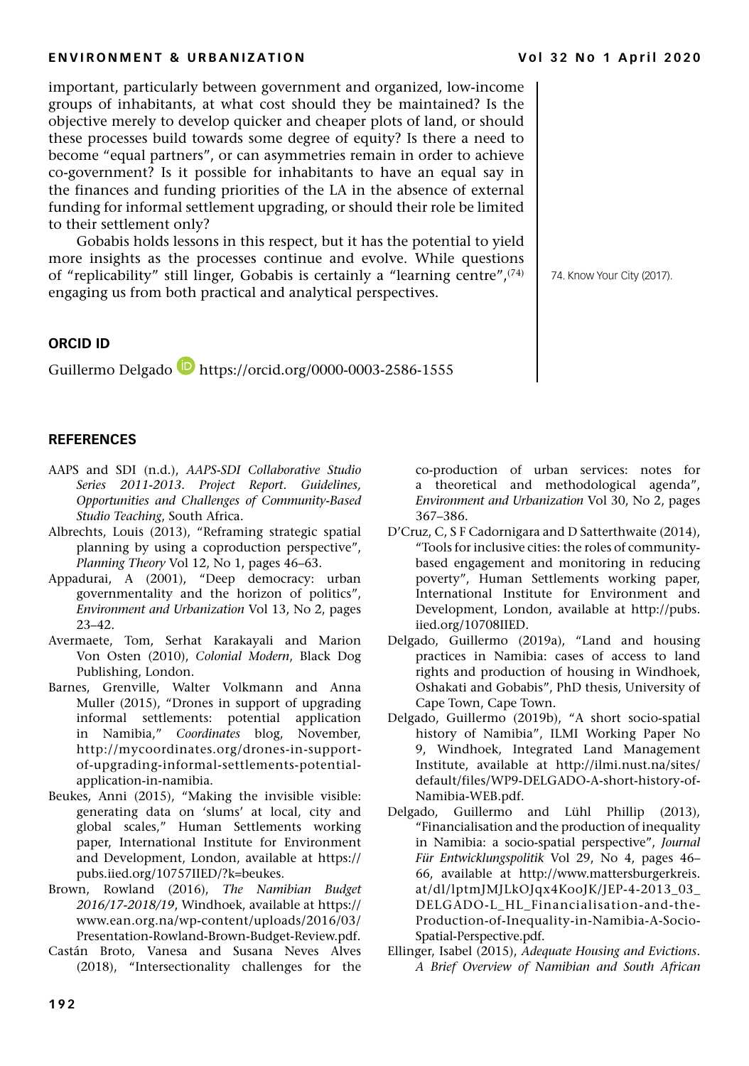important, particularly between government and organized, low-income groups of inhabitants, at what cost should they be maintained? Is the objective merely to develop quicker and cheaper plots of land, or should these processes build towards some degree of equity? Is there a need to become "equal partners", or can asymmetries remain in order to achieve co-government? Is it possible for inhabitants to have an equal say in the finances and funding priorities of the LA in the absence of external funding for informal settlement upgrading, or should their role be limited to their settlement only?

Gobabis holds lessons in this respect, but it has the potential to yield more insights as the processes continue and evolve. While questions of "replicability" still linger, Gobabis is certainly a "learning centre",[74] engaging us from both practical and analytical perspectives.

74. Know Your City (2017).

## ORCID ID

Guillermo Delgado https://orcid.org/0000-0003-2586-1555

## REFERENCES

AAPS and SDI (n.d.), *AAPS-SDI Collaborative Studio Series 2011-2013. Project Report. Guidelines, Opportunities and Challenges of Community-Based Studio Teaching*, South Africa.

Albrechts, Louis (2013), "Reframing strategic spatial planning by using a coproduction perspective", *Planning Theory* Vol 12, No 1, pages 46–63.

Appadurai, A (2001), "Deep democracy: urban governmentality and the horizon of politics", *Environment and Urbanization* Vol 13, No 2, pages 23–42.

Avermaete, Tom, Serhat Karakayali and Marion Von Osten (2010), *Colonial Modern*, Black Dog Publishing, London.

Barnes, Grenville, Walter Volkmann and Anna Muller (2015), "Drones in support of upgrading informal settlements: potential application in Namibia," *Coordinates* blog, November, http://mycoordinates.org/drones-in-support-of-upgrading-informal-settlements-potential-application-in-namibia.

Beukes, Anni (2015), "Making the invisible visible: generating data on 'slums' at local, city and global scales," Human Settlements working paper, International Institute for Environment and Development, London, available at https://pubs.iied.org/10757IIED/?k=beukes.

Brown, Rowland (2016), *The Namibian Budget 2016/17-2018/19*, Windhoek, available at https://www.ean.org.na/wp-content/uploads/2016/03/Presentation-Rowland-Brown-Budget-Review.pdf.

Castán Broto, Vanesa and Susana Neves Alves (2018), "Intersectionality challenges for the co-production of urban services: notes for a theoretical and methodological agenda", *Environment and Urbanization* Vol 30, No 2, pages 367–386.

D'Cruz, C, S F Cadornigara and D Satterthwaite (2014), "Tools for inclusive cities: the roles of community-based engagement and monitoring in reducing poverty", Human Settlements working paper, International Institute for Environment and Development, London, available at http://pubs.iied.org/10708IIED.

Delgado, Guillermo (2019a), "Land and housing practices in Namibia: cases of access to land rights and production of housing in Windhoek, Oshakati and Gobabis", PhD thesis, University of Cape Town, Cape Town.

Delgado, Guillermo (2019b), "A short socio-spatial history of Namibia", ILMI Working Paper No 9, Windhoek, Integrated Land Management Institute, available at http://ilmi.nust.na/sites/default/files/WP9-DELGADO-A-short-history-of-Namibia-WEB.pdf.

Delgado, Guillermo and Lühl Phillip (2013), "Financialisation and the production of inequality in Namibia: a socio-spatial perspective", *Journal Für Entwicklungspolitik* Vol 29, No 4, pages 46–66, available at http://www.mattersburgerkreis.at/dl/lptmJMJLkOJqx4KooJK/JEP-4-2013_03_DELGADO-L_HL_Financialisation-and-the-Production-of-Inequality-in-Namibia-A-Socio-Spatial-Perspective.pdf.

Ellinger, Isabel (2015), *Adequate Housing and Evictions. A Brief Overview of Namibian and South African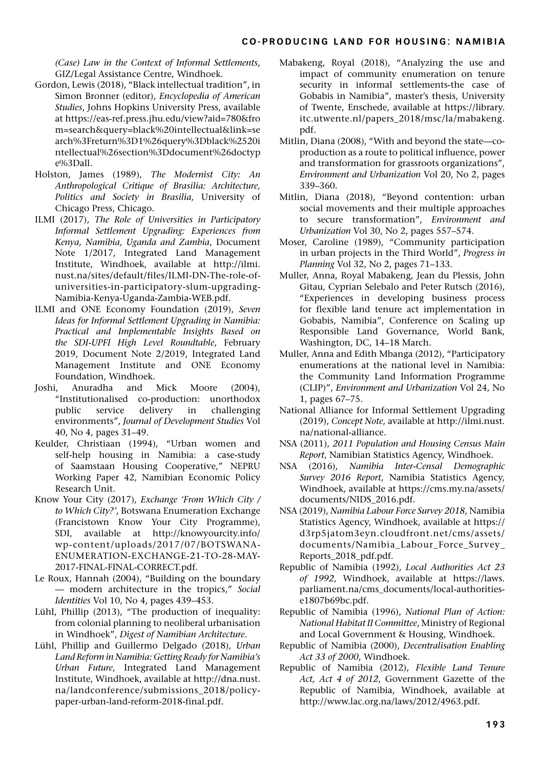*(Case) Law in the Context of Informal Settlements*, GIZ/Legal Assistance Centre, Windhoek.

Gordon, Lewis (2018), "Black intellectual tradition", in Simon Bronner (editor), *Encyclopedia of American Studies*, Johns Hopkins University Press, available at https://eas-ref.press.jhu.edu/view?aid=780&from=search&query=black%20intellectual&link=search%3Freturn%3D1%26query%3Dblack%2520intellectual%26section%3Ddocument%26doctype%3Dall.

Holston, James (1989), *The Modernist City: An Anthropological Critique of Brasilia: Architecture, Politics and Society in Brasilia*, University of Chicago Press, Chicago.

ILMI (2017), *The Role of Universities in Participatory Informal Settlement Upgrading: Experiences from Kenya, Namibia, Uganda and Zambia*, Document Note 1/2017, Integrated Land Management Institute, Windhoek, available at http://ilmi.nust.na/sites/default/files/ILMI-DN-The-role-of-universities-in-participatory-slum-upgrading-Namibia-Kenya-Uganda-Zambia-WEB.pdf.

ILMI and ONE Economy Foundation (2019), *Seven Ideas for Informal Settlement Upgrading in Namibia: Practical and Implementable Insights Based on the SDI-UPFI High Level Roundtable*, February 2019, Document Note 2/2019, Integrated Land Management Institute and ONE Economy Foundation, Windhoek.

Joshi, Anuradha and Mick Moore (2004), "Institutionalised co-production: unorthodox public service delivery in challenging environments", *Journal of Development Studies* Vol 40, No 4, pages 31–49.

Keulder, Christiaan (1994), "Urban women and self-help housing in Namibia: a case-study of Saamstaan Housing Cooperative," NEPRU Working Paper 42, Namibian Economic Policy Research Unit.

Know Your City (2017), *Exchange 'From Which City / to Which City?'*, Botswana Enumeration Exchange (Francistown Know Your City Programme), SDI, available at http://knowyourcity.info/wp-content/uploads/2017/07/BOTSWANA-ENUMERATION-EXCHANGE-21-TO-28-MAY-2017-FINAL-FINAL-CORRECT.pdf.

Le Roux, Hannah (2004), "Building on the boundary — modern architecture in the tropics," *Social Identities* Vol 10, No 4, pages 439–453.

Lühl, Phillip (2013), "The production of inequality: from colonial planning to neoliberal urbanisation in Windhoek", *Digest of Namibian Architecture*.

Lühl, Phillip and Guillermo Delgado (2018), *Urban Land Reform in Namibia: Getting Ready for Namibia's Urban Future*, Integrated Land Management Institute, Windhoek, available at http://dna.nust.na/landconference/submissions_2018/policy-paper-urban-land-reform-2018-final.pdf.

Mabakeng, Royal (2018), "Analyzing the use and impact of community enumeration on tenure security in informal settlements-the case of Gobabis in Namibia", master's thesis, University of Twente, Enschede, available at https://library.itc.utwente.nl/papers_2018/msc/la/mabakeng.pdf.

Mitlin, Diana (2008), "With and beyond the state—co-production as a route to political influence, power and transformation for grassroots organizations", *Environment and Urbanization* Vol 20, No 2, pages 339–360.

Mitlin, Diana (2018), "Beyond contention: urban social movements and their multiple approaches to secure transformation", *Environment and Urbanization* Vol 30, No 2, pages 557–574.

Moser, Caroline (1989), "Community participation in urban projects in the Third World", *Progress in Planning* Vol 32, No 2, pages 71–133.

Muller, Anna, Royal Mabakeng, Jean du Plessis, John Gitau, Cyprian Selebalo and Peter Rutsch (2016), "Experiences in developing business process for flexible land tenure act implementation in Gobabis, Namibia", Conference on Scaling up Responsible Land Governance, World Bank, Washington, DC, 14–18 March.

Muller, Anna and Edith Mbanga (2012), "Participatory enumerations at the national level in Namibia: the Community Land Information Programme (CLIP)", *Environment and Urbanization* Vol 24, No 1, pages 67–75.

National Alliance for Informal Settlement Upgrading (2019), *Concept Note*, available at http://ilmi.nust.na/national-alliance.

NSA (2011), *2011 Population and Housing Census Main Report*, Namibian Statistics Agency, Windhoek.

NSA (2016), *Namibia Inter-Censal Demographic Survey 2016 Report*, Namibia Statistics Agency, Windhoek, available at https://cms.my.na/assets/documents/NIDS_2016.pdf.

NSA (2019), *Namibia Labour Force Survey 2018*, Namibia Statistics Agency, Windhoek, available at https://d3rp5jatom3eyn.cloudfront.net/cms/assets/documents/Namibia_Labour_Force_Survey_Reports_2018_pdf.pdf.

Republic of Namibia (1992), *Local Authorities Act 23 of 1992*, Windhoek, available at https://laws.parliament.na/cms_documents/local-authorities-e1807b69bc.pdf.

Republic of Namibia (1996), *National Plan of Action: National Habitat II Committee*, Ministry of Regional and Local Government & Housing, Windhoek.

Republic of Namibia (2000), *Decentralisation Enabling Act 33 of 2000*, Windhoek.

Republic of Namibia (2012), *Flexible Land Tenure Act, Act 4 of 2012*, Government Gazette of the Republic of Namibia, Windhoek, available at http://www.lac.org.na/laws/2012/4963.pdf.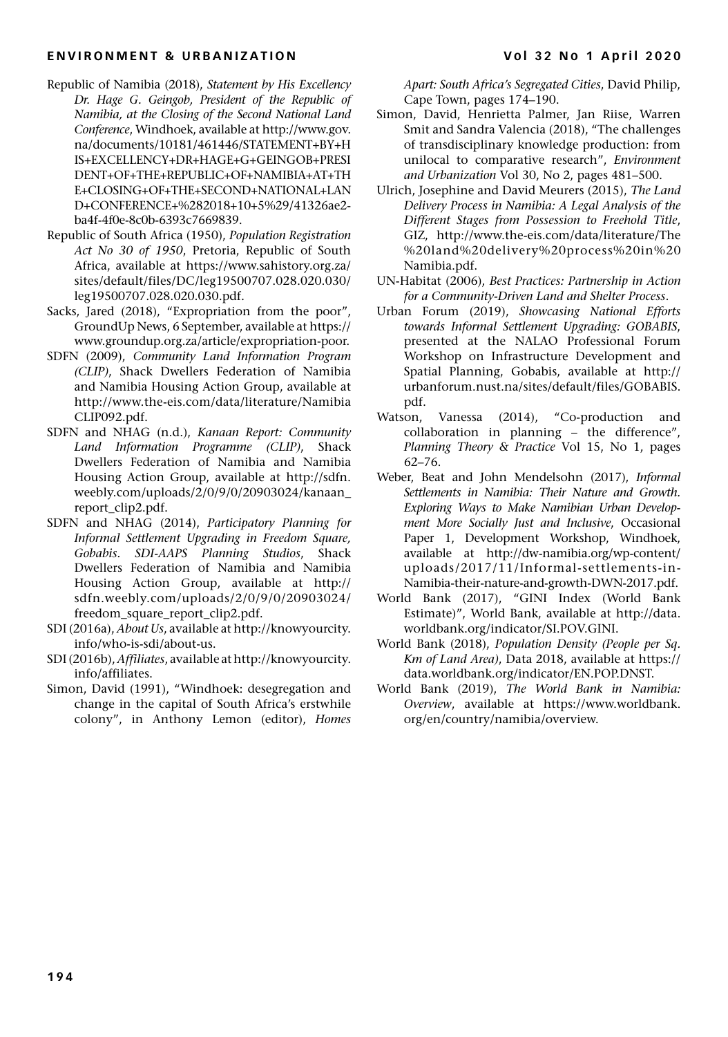Republic of Namibia (2018), *Statement by His Excellency Dr. Hage G. Geingob, President of the Republic of Namibia, at the Closing of the Second National Land Conference*, Windhoek, available at http://www.gov.na/documents/10181/461446/STATEMENT+BY+HIS+EXCELLENCY+DR+HAGE+G+GEINGOB+PRESIDENT+OF+THE+REPUBLIC+OF+NAMIBIA+AT+THE+CLOSING+OF+THE+SECOND+NATIONAL+LAND+CONFERENCE+%282018+10+5%29/41326ae2-ba4f-4f0e-8c0b-6393c7669839.

Republic of South Africa (1950), *Population Registration Act No 30 of 1950*, Pretoria, Republic of South Africa, available at https://www.sahistory.org.za/sites/default/files/DC/leg19500707.028.020.030/leg19500707.028.020.030.pdf.

Sacks, Jared (2018), "Expropriation from the poor", GroundUp News, 6 September, available at https://www.groundup.org.za/article/expropriation-poor.

SDFN (2009), *Community Land Information Program (CLIP)*, Shack Dwellers Federation of Namibia and Namibia Housing Action Group, available at http://www.the-eis.com/data/literature/Namibia CLIP092.pdf.

SDFN and NHAG (n.d.), *Kanaan Report: Community Land Information Programme (CLIP)*, Shack Dwellers Federation of Namibia and Namibia Housing Action Group, available at http://sdfn.weebly.com/uploads/2/0/9/0/20903024/kanaan_report_clip2.pdf.

SDFN and NHAG (2014), *Participatory Planning for Informal Settlement Upgrading in Freedom Square, Gobabis. SDI-AAPS Planning Studios*, Shack Dwellers Federation of Namibia and Namibia Housing Action Group, available at http://sdfn.weebly.com/uploads/2/0/9/0/20903024/freedom_square_report_clip2.pdf.

SDI (2016a), *About Us*, available at http://knowyourcity.info/who-is-sdi/about-us.

SDI (2016b), *Affiliates*, available at http://knowyourcity.info/affiliates.

Simon, David (1991), "Windhoek: desegregation and change in the capital of South Africa's erstwhile colony", in Anthony Lemon (editor), *Homes Apart: South Africa's Segregated Cities*, David Philip, Cape Town, pages 174–190.

Simon, David, Henrietta Palmer, Jan Riise, Warren Smit and Sandra Valencia (2018), "The challenges of transdisciplinary knowledge production: from unilocal to comparative research", *Environment and Urbanization* Vol 30, No 2, pages 481–500.

Ulrich, Josephine and David Meurers (2015), *The Land Delivery Process in Namibia: A Legal Analysis of the Different Stages from Possession to Freehold Title*, GIZ, http://www.the-eis.com/data/literature/The%20land%20delivery%20process%20in%20Namibia.pdf.

UN-Habitat (2006), *Best Practices: Partnership in Action for a Community-Driven Land and Shelter Process*.

Urban Forum (2019), *Showcasing National Efforts towards Informal Settlement Upgrading: GOBABIS*, presented at the NALAO Professional Forum Workshop on Infrastructure Development and Spatial Planning, Gobabis, available at http://urbanforum.nust.na/sites/default/files/GOBABIS.pdf.

Watson, Vanessa (2014), "Co-production and collaboration in planning – the difference", *Planning Theory & Practice* Vol 15, No 1, pages 62–76.

Weber, Beat and John Mendelsohn (2017), *Informal Settlements in Namibia: Their Nature and Growth. Exploring Ways to Make Namibian Urban Development More Socially Just and Inclusive*, Occasional Paper 1, Development Workshop, Windhoek, available at http://dw-namibia.org/wp-content/uploads/2017/11/Informal-settlements-in-Namibia-their-nature-and-growth-DWN-2017.pdf.

World Bank (2017), "GINI Index (World Bank Estimate)", World Bank, available at http://data.worldbank.org/indicator/SI.POV.GINI.

World Bank (2018), *Population Density (People per Sq. Km of Land Area)*, Data 2018, available at https://data.worldbank.org/indicator/EN.POP.DNST.

World Bank (2019), *The World Bank in Namibia: Overview*, available at https://www.worldbank.org/en/country/namibia/overview.